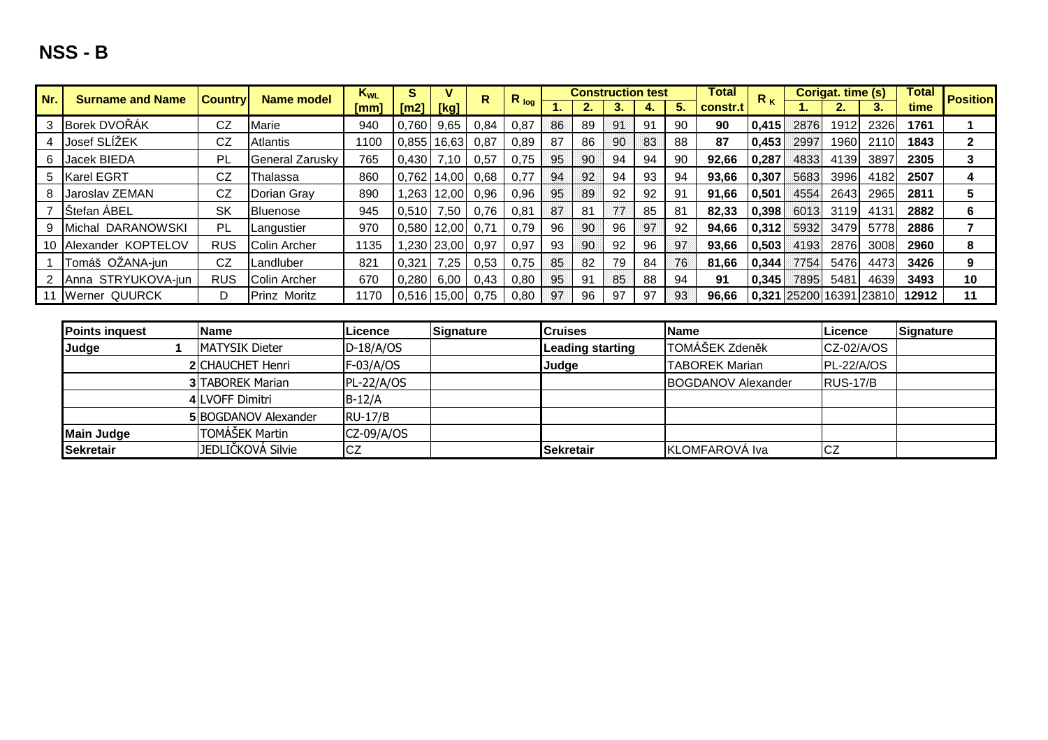## NSS - B

| Nr. | Surname and Name | Country | Name model | $K_{WL}$ [mm] | S [m2] | V [kg] | R | $R_{log}$ | Construction test 1. | 2. | 3. | 4. | 5. | Total constr.t | $R_K$ | Corigat. time (s) 1. | 2. | 3. | Total time | Position |
|---|---|---|---|---|---|---|---|---|---|---|---|---|---|---|---|---|---|---|---|---|
| 3 | Borek DVOŘÁK | CZ | Marie | 940 | 0,760 | 9,65 | 0,84 | 0,87 | 86 | 89 | 91 | 91 | 90 | 90 | 0,415 | 2876 | 1912 | 2326 | 1761 | 1 |
| 4 | Josef SLÍŽEK | CZ | Atlantis | 1100 | 0,855 | 16,63 | 0,87 | 0,89 | 87 | 86 | 90 | 83 | 88 | 87 | 0,453 | 2997 | 1960 | 2110 | 1843 | 2 |
| 6 | Jacek BIEDA | PL | General Zarusky | 765 | 0,430 | 7,10 | 0,57 | 0,75 | 95 | 90 | 94 | 94 | 90 | 92,66 | 0,287 | 4833 | 4139 | 3897 | 2305 | 3 |
| 5 | Karel EGRT | CZ | Thalassa | 860 | 0,762 | 14,00 | 0,68 | 0,77 | 94 | 92 | 94 | 93 | 94 | 93,66 | 0,307 | 5683 | 3996 | 4182 | 2507 | 4 |
| 8 | Jaroslav ZEMAN | CZ | Dorian Gray | 890 | 1,263 | 12,00 | 0,96 | 0,96 | 95 | 89 | 92 | 92 | 91 | 91,66 | 0,501 | 4554 | 2643 | 2965 | 2811 | 5 |
| 7 | Štefan ÁBEL | SK | Bluenose | 945 | 0,510 | 7,50 | 0,76 | 0,81 | 87 | 81 | 77 | 85 | 81 | 82,33 | 0,398 | 6013 | 3119 | 4131 | 2882 | 6 |
| 9 | Michal DARANOWSKI | PL | Langustier | 970 | 0,580 | 12,00 | 0,71 | 0,79 | 96 | 90 | 96 | 97 | 92 | 94,66 | 0,312 | 5932 | 3479 | 5778 | 2886 | 7 |
| 10 | Alexander KOPTELOV | RUS | Colin Archer | 1135 | 1,230 | 23,00 | 0,97 | 0,97 | 93 | 90 | 92 | 96 | 97 | 93,66 | 0,503 | 4193 | 2876 | 3008 | 2960 | 8 |
| 1 | Tomáš OŽANA-jun | CZ | Landluber | 821 | 0,321 | 7,25 | 0,53 | 0,75 | 85 | 82 | 79 | 84 | 76 | 81,66 | 0,344 | 7754 | 5476 | 4473 | 3426 | 9 |
| 2 | Anna STRYUKOVA-jun | RUS | Colin Archer | 670 | 0,280 | 6,00 | 0,43 | 0,80 | 95 | 91 | 85 | 88 | 94 | 91 | 0,345 | 7895 | 5481 | 4639 | 3493 | 10 |
| 11 | Werner QUURCK | D | Prinz Moritz | 1170 | 0,516 | 15,00 | 0,75 | 0,80 | 97 | 96 | 97 | 97 | 93 | 96,66 | 0,321 | 25200 | 16391 | 23810 | 12912 | 11 |

| Points inquest | | Name | Licence | Signature | Cruises | Name | Licence | Signature |
|---|---|---|---|---|---|---|---|---|
| Judge | 1 | MATYSIK Dieter | D-18/A/OS | | Leading starting | TOMÁŠEK Zdeněk | CZ-02/A/OS | |
| | 2 | CHAUCHET Henri | F-03/A/OS | | Judge | TABOREK Marian | PL-22/A/OS | |
| | 3 | TABOREK Marian | PL-22/A/OS | | | BOGDANOV Alexander | RUS-17/B | |
| | 4 | LVOFF Dimitri | B-12/A | | | | | |
| | 5 | BOGDANOV Alexander | RU-17/B | | | | | |
| Main Judge | | TOMÁŠEK Martin | CZ-09/A/OS | | | | | |
| Sekretair | | JEDLIČKOVÁ Silvie | CZ | | Sekretair | KLOMFAROVÁ Iva | CZ | |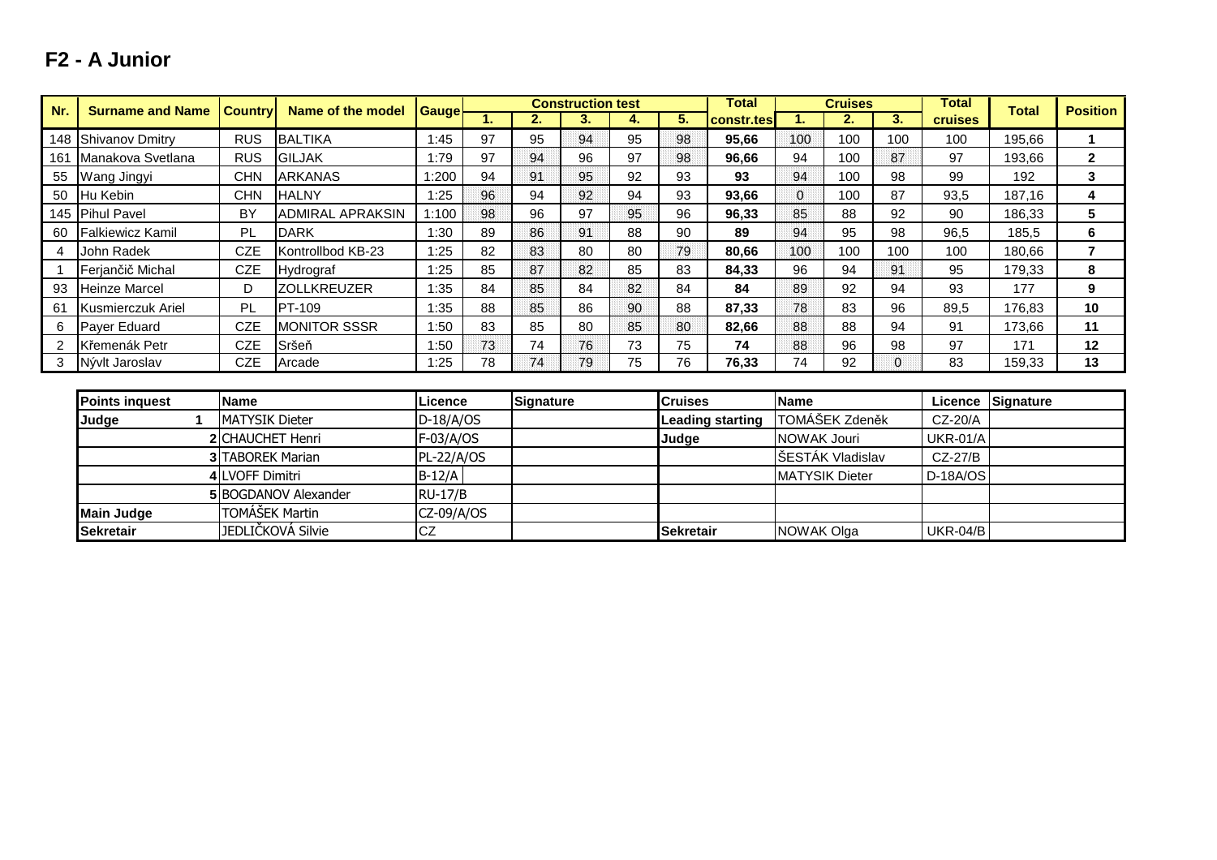## F2 - A Junior

| Nr. | Surname and Name | Country | Name of the model | Gauge | Construction test | | | | | Total | Cruises | | | Total | Total | Position |
|---|---|---|---|---|---|---|---|---|---|---|---|---|---|---|---|---|
| | | | | | 1. | 2. | 3. | 4. | 5. | constr.tes | 1. | 2. | 3. | cruises | | |
| 148 | Shivanov Dmitry | RUS | BALTIKA | 1:45 | 97 | 95 | 94 | 95 | 98 | 95,66 | 100 | 100 | 100 | 100 | 195,66 | 1 |
| 161 | Manakova Svetlana | RUS | GILJAK | 1:79 | 97 | 94 | 96 | 97 | 98 | 96,66 | 94 | 100 | 87 | 97 | 193,66 | 2 |
| 55 | Wang Jingyi | CHN | ARKANAS | 1:200 | 94 | 91 | 95 | 92 | 93 | 93 | 94 | 100 | 98 | 99 | 192 | 3 |
| 50 | Hu Kebin | CHN | HALNY | 1:25 | 96 | 94 | 92 | 94 | 93 | 93,66 | 0 | 100 | 87 | 93,5 | 187,16 | 4 |
| 145 | Pihul Pavel | BY | ADMIRAL APRAKSIN | 1:100 | 98 | 96 | 97 | 95 | 96 | 96,33 | 85 | 88 | 92 | 90 | 186,33 | 5 |
| 60 | Falkiewicz Kamil | PL | DARK | 1:30 | 89 | 86 | 91 | 88 | 90 | 89 | 94 | 95 | 98 | 96,5 | 185,5 | 6 |
| 4 | John Radek | CZE | Kontrollbod KB-23 | 1:25 | 82 | 83 | 80 | 80 | 79 | 80,66 | 100 | 100 | 100 | 100 | 180,66 | 7 |
| 1 | Ferjančič Michal | CZE | Hydrograf | 1:25 | 85 | 87 | 82 | 85 | 83 | 84,33 | 96 | 94 | 91 | 95 | 179,33 | 8 |
| 93 | Heinze Marcel | D | ZOLLKREUZER | 1:35 | 84 | 85 | 84 | 82 | 84 | 84 | 89 | 92 | 94 | 93 | 177 | 9 |
| 61 | Kusmierczuk Ariel | PL | PT-109 | 1:35 | 88 | 85 | 86 | 90 | 88 | 87,33 | 78 | 83 | 96 | 89,5 | 176,83 | 10 |
| 6 | Payer Eduard | CZE | MONITOR SSSR | 1:50 | 83 | 85 | 80 | 85 | 80 | 82,66 | 88 | 88 | 94 | 91 | 173,66 | 11 |
| 2 | Křemenák Petr | CZE | Sršeň | 1:50 | 73 | 74 | 76 | 73 | 75 | 74 | 88 | 96 | 98 | 97 | 171 | 12 |
| 3 | Nývlt Jaroslav | CZE | Arcade | 1:25 | 78 | 74 | 79 | 75 | 76 | 76,33 | 74 | 92 | 0 | 83 | 159,33 | 13 |

| Points inquest | | Name | Licence | Signature | Cruises | Name | Licence | Signature |
|---|---|---|---|---|---|---|---|---|
| Judge | 1 | MATYSIK Dieter | D-18/A/OS | | Leading starting | TOMÁŠEK Zdeněk | CZ-20/A | |
| | 2 | CHAUCHET Henri | F-03/A/OS | | Judge | NOWAK Jouri | UKR-01/A | |
| | 3 | TABOREK Marian | PL-22/A/OS | | | ŠESTÁK Vladislav | CZ-27/B | |
| | 4 | LVOFF Dimitri | B-12/A | | | MATYSIK Dieter | D-18A/OS | |
| | 5 | BOGDANOV Alexander | RU-17/B | | | | | |
| Main Judge | | TOMÁŠEK Martin | CZ-09/A/OS | | | | | |
| Sekretair | | JEDLIČKOVÁ Silvie | CZ | | Sekretair | NOWAK Olga | UKR-04/B | |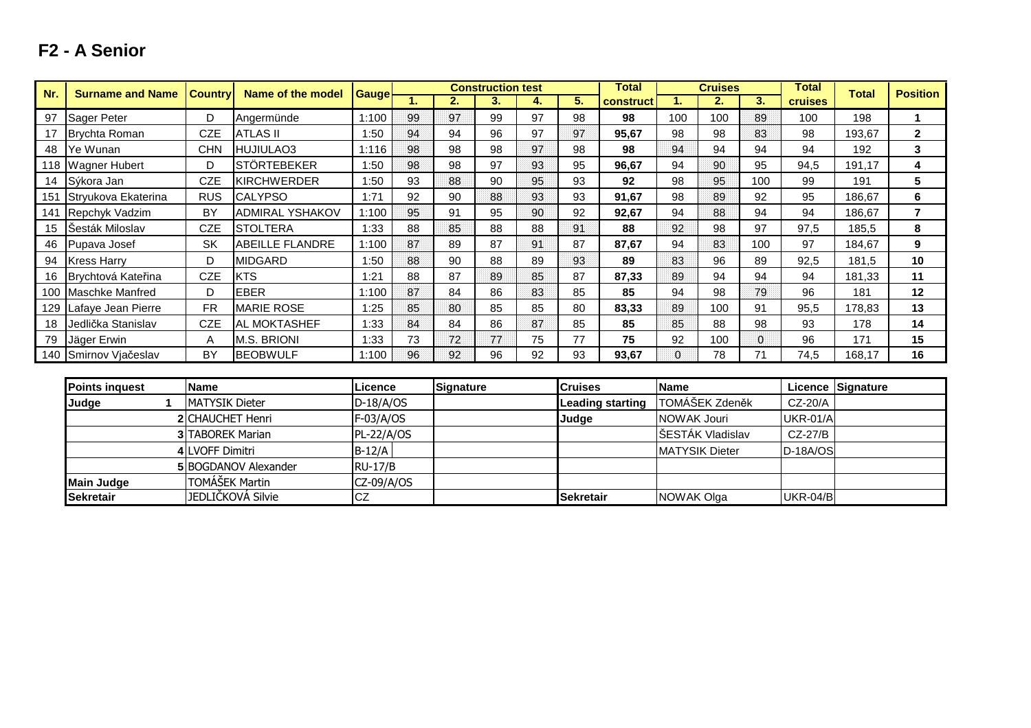## F2 - A Senior

| Nr. | Surname and Name | Country | Name of the model | Gauge | Construction test 1. | 2. | 3. | 4. | 5. | Total construct | Cruises 1. | 2. | 3. | Total cruises | Total | Position |
|---|---|---|---|---|---|---|---|---|---|---|---|---|---|---|---|---|
| 97 | Sager Peter | D | Angermünde | 1:100 | 99 | 97 | 99 | 97 | 98 | **98** | 100 | 100 | 89 | 100 | 198 | **1** |
| 17 | Brychta Roman | CZE | ATLAS II | 1:50 | 94 | 94 | 96 | 97 | 97 | **95,67** | 98 | 98 | 83 | 98 | 193,67 | **2** |
| 48 | Ye Wunan | CHN | HUJIULAO3 | 1:116 | 98 | 98 | 98 | 97 | 98 | **98** | 94 | 94 | 94 | 94 | 192 | **3** |
| 118 | Wagner Hubert | D | STÖRTEBEKER | 1:50 | 98 | 98 | 97 | 93 | 95 | **96,67** | 94 | 90 | 95 | 94,5 | 191,17 | **4** |
| 14 | Sýkora Jan | CZE | KIRCHWERDER | 1:50 | 93 | 88 | 90 | 95 | 93 | **92** | 98 | 95 | 100 | 99 | 191 | **5** |
| 151 | Stryukova Ekaterina | RUS | CALYPSO | 1:71 | 92 | 90 | 88 | 93 | 93 | **91,67** | 98 | 89 | 92 | 95 | 186,67 | **6** |
| 141 | Repchyk Vadzim | BY | ADMIRAL YSHAKOV | 1:100 | 95 | 91 | 95 | 90 | 92 | **92,67** | 94 | 88 | 94 | 94 | 186,67 | **7** |
| 15 | Šesták Miloslav | CZE | STOLTERA | 1:33 | 88 | 85 | 88 | 88 | 91 | **88** | 92 | 98 | 97 | 97,5 | 185,5 | **8** |
| 46 | Pupava Josef | SK | ABEILLE FLANDRE | 1:100 | 87 | 89 | 87 | 91 | 87 | **87,67** | 94 | 83 | 100 | 97 | 184,67 | **9** |
| 94 | Kress Harry | D | MIDGARD | 1:50 | 88 | 90 | 88 | 89 | 93 | **89** | 83 | 96 | 89 | 92,5 | 181,5 | **10** |
| 16 | Brychtová Kateřina | CZE | KTS | 1:21 | 88 | 87 | 89 | 85 | 87 | **87,33** | 89 | 94 | 94 | 94 | 181,33 | **11** |
| 100 | Maschke Manfred | D | EBER | 1:100 | 87 | 84 | 86 | 83 | 85 | **85** | 94 | 98 | 79 | 96 | 181 | **12** |
| 129 | Lafaye Jean Pierre | FR | MARIE ROSE | 1:25 | 85 | 80 | 85 | 85 | 80 | **83,33** | 89 | 100 | 91 | 95,5 | 178,83 | **13** |
| 18 | Jedlička Stanislav | CZE | AL MOKTASHEF | 1:33 | 84 | 84 | 86 | 87 | 85 | **85** | 85 | 88 | 98 | 93 | 178 | **14** |
| 79 | Jäger Erwin | A | M.S. BRIONI | 1:33 | 73 | 72 | 77 | 75 | 77 | **75** | 92 | 100 | 0 | 96 | 171 | **15** |
| 140 | Smirnov Vjačeslav | BY | BEOBWULF | 1:100 | 96 | 92 | 96 | 92 | 93 | **93,67** | 0 | 78 | 71 | 74,5 | 168,17 | **16** |

| Points inquest | | Name | Licence | Signature | Cruises | Name | Licence | Signature |
|---|---|---|---|---|---|---|---|---|
| **Judge** | **1** | MATYSIK Dieter | D-18/A/OS | | **Leading starting** | TOMÁŠEK Zdeněk | CZ-20/A | |
| | **2** | CHAUCHET Henri | F-03/A/OS | | **Judge** | NOWAK Jouri | UKR-01/A | |
| | **3** | TABOREK Marian | PL-22/A/OS | | | ŠESTÁK Vladislav | CZ-27/B | |
| | **4** | LVOFF Dimitri | B-12/A | | | MATYSIK Dieter | D-18A/OS | |
| | **5** | BOGDANOV Alexander | RU-17/B | | | | | |
| **Main Judge** | | TOMÁŠEK Martin | CZ-09/A/OS | | | | | |
| **Sekretair** | | JEDLIČKOVÁ Silvie | CZ | | **Sekretair** | NOWAK Olga | UKR-04/B | |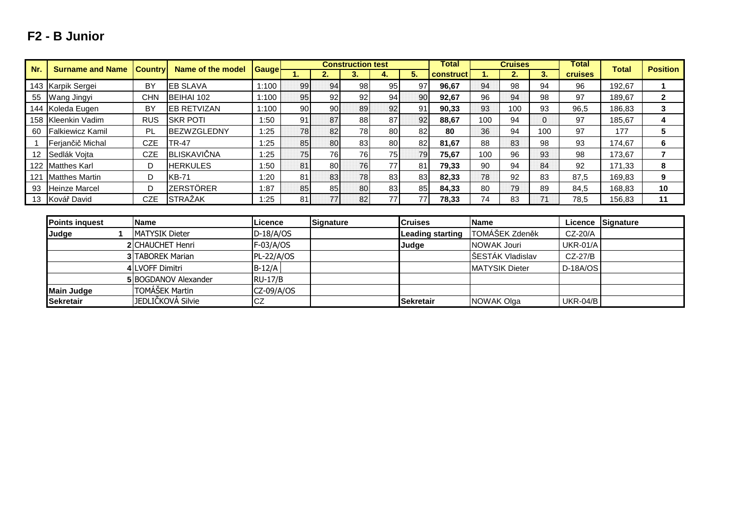# F2 - B Junior

| Nr. | Surname and Name | Country | Name of the model | Gauge | Construction test | | | | | Total construct | Cruises | | | Total cruises | Total | Position |
|---|---|---|---|---|---|---|---|---|---|---|---|---|---|---|---|---|
| | | | | | 1. | 2. | 3. | 4. | 5. | | 1. | 2. | 3. | | | |
| 143 | Karpik Sergei | BY | EB SLAVA | 1:100 | 99 | 94 | 98 | 95 | 97 | **96,67** | 94 | 98 | 94 | 96 | 192,67 | **1** |
| 55 | Wang Jingyi | CHN | BEIHAI 102 | 1:100 | 95 | 92 | 92 | 94 | 90 | **92,67** | 96 | 94 | 98 | 97 | 189,67 | **2** |
| 144 | Koleda Eugen | BY | EB RETVIZAN | 1:100 | 90 | 90 | 89 | 92 | 91 | **90,33** | 93 | 100 | 93 | 96,5 | 186,83 | **3** |
| 158 | Kleenkin Vadim | RUS | SKR POTI | 1:50 | 91 | 87 | 88 | 87 | 92 | **88,67** | 100 | 94 | 0 | 97 | 185,67 | **4** |
| 60 | Falkiewicz Kamil | PL | BEZWZGLEDNY | 1:25 | 78 | 82 | 78 | 80 | 82 | **80** | 36 | 94 | 100 | 97 | 177 | **5** |
| 1 | Ferjančič Michal | CZE | TR-47 | 1:25 | 85 | 80 | 83 | 80 | 82 | **81,67** | 88 | 83 | 98 | 93 | 174,67 | **6** |
| 12 | Sedlák Vojta | CZE | BLISKAVIČNA | 1:25 | 75 | 76 | 76 | 75 | 79 | **75,67** | 100 | 96 | 93 | 98 | 173,67 | **7** |
| 122 | Matthes Karl | D | HERKULES | 1:50 | 81 | 80 | 76 | 77 | 81 | **79,33** | 90 | 94 | 84 | 92 | 171,33 | **8** |
| 121 | Matthes Martin | D | KB-71 | 1:20 | 81 | 83 | 78 | 83 | 83 | **82,33** | 78 | 92 | 83 | 87,5 | 169,83 | **9** |
| 93 | Heinze Marcel | D | ZERSTÖRER | 1:87 | 85 | 85 | 80 | 83 | 85 | **84,33** | 80 | 79 | 89 | 84,5 | 168,83 | **10** |
| 13 | Kovář David | CZE | STRAŽAK | 1:25 | 81 | 77 | 82 | 77 | 77 | **78,33** | 74 | 83 | 71 | 78,5 | 156,83 | **11** |

| **Points inquest** | | **Name** | **Licence** | **Signature** | **Cruises** | **Name** | **Licence** | **Signature** |
|---|---|---|---|---|---|---|---|---|
| **Judge** | **1** | MATYSIK Dieter | D-18/A/OS | | **Leading starting** | TOMÁŠEK Zdeněk | CZ-20/A | |
| | **2** | CHAUCHET Henri | F-03/A/OS | | **Judge** | NOWAK Jouri | UKR-01/A | |
| | **3** | TABOREK Marian | PL-22/A/OS | | | ŠESTÁK Vladislav | CZ-27/B | |
| | **4** | LVOFF Dimitri | B-12/A | | | MATYSIK Dieter | D-18A/OS | |
| | **5** | BOGDANOV Alexander | RU-17/B | | | | | |
| **Main Judge** | | TOMÁŠEK Martin | CZ-09/A/OS | | | | | |
| **Sekretair** | | JEDLIČKOVÁ Silvie | CZ | | **Sekretair** | NOWAK Olga | UKR-04/B | |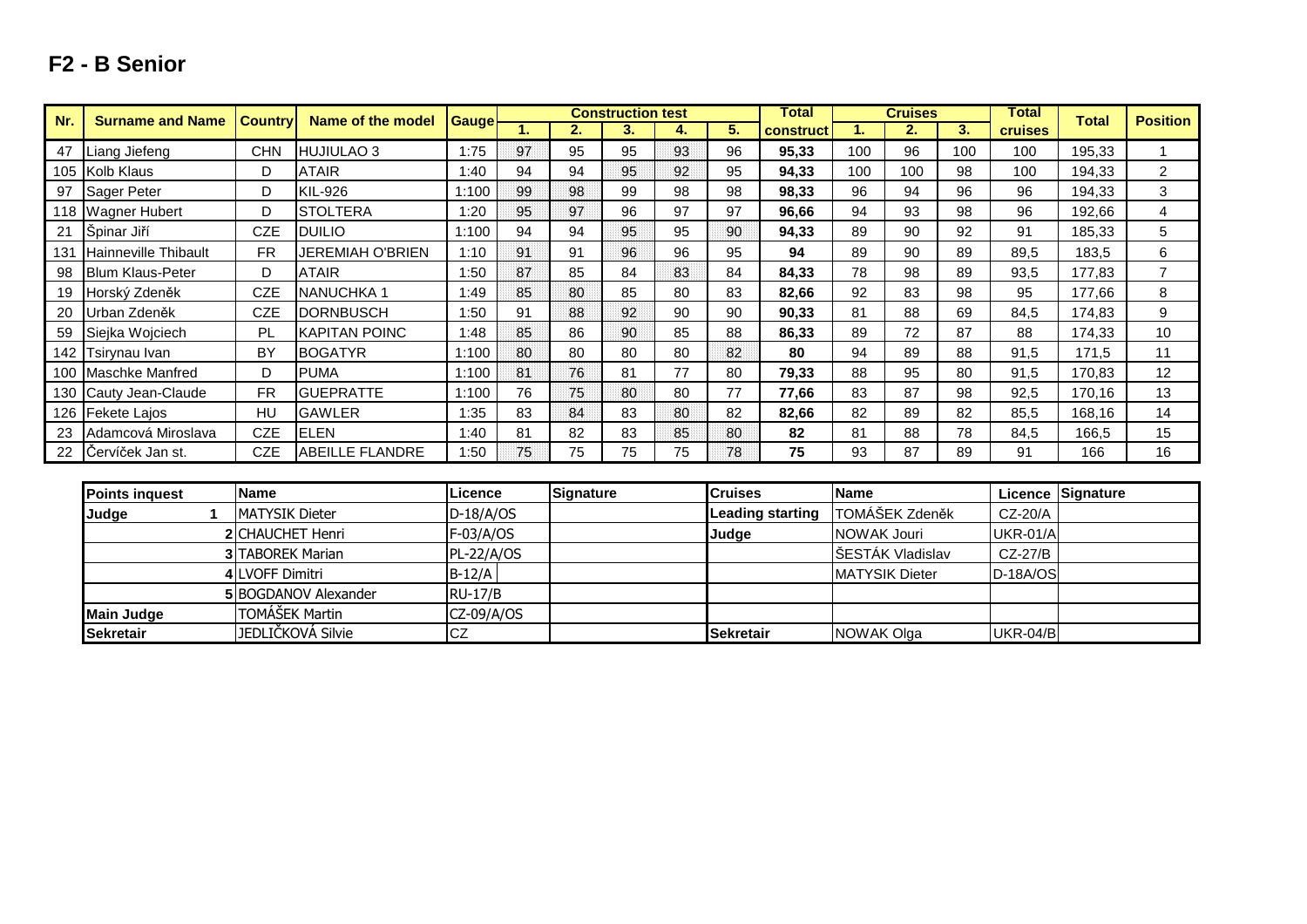## F2 - B Senior

| Nr. | Surname and Name | Country | Name of the model | Gauge | Construction test | | | | | Total | Cruises | | | Total | Total | Position |
|---|---|---|---|---|---|---|---|---|---|---|---|---|---|---|---|---|
| | | | | | 1. | 2. | 3. | 4. | 5. | construct | 1. | 2. | 3. | cruises | | |
| 47 | Liang Jiefeng | CHN | HUJIULAO 3 | 1:75 | 97 | 95 | 95 | 93 | 96 | **95,33** | 100 | 96 | 100 | 100 | 195,33 | 1 |
| 105 | Kolb Klaus | D | ATAIR | 1:40 | 94 | 94 | 95 | 92 | 95 | **94,33** | 100 | 100 | 98 | 100 | 194,33 | 2 |
| 97 | Sager Peter | D | KIL-926 | 1:100 | 99 | 98 | 99 | 98 | 98 | **98,33** | 96 | 94 | 96 | 96 | 194,33 | 3 |
| 118 | Wagner Hubert | D | STOLTERA | 1:20 | 95 | 97 | 96 | 97 | 97 | **96,66** | 94 | 93 | 98 | 96 | 192,66 | 4 |
| 21 | Špinar Jiří | CZE | DUILIO | 1:100 | 94 | 94 | 95 | 95 | 90 | **94,33** | 89 | 90 | 92 | 91 | 185,33 | 5 |
| 131 | Hainneville Thibault | FR | JEREMIAH O'BRIEN | 1:10 | 91 | 91 | 96 | 96 | 95 | **94** | 89 | 90 | 89 | 89,5 | 183,5 | 6 |
| 98 | Blum Klaus-Peter | D | ATAIR | 1:50 | 87 | 85 | 84 | 83 | 84 | **84,33** | 78 | 98 | 89 | 93,5 | 177,83 | 7 |
| 19 | Horský Zdeněk | CZE | NANUCHKA 1 | 1:49 | 85 | 80 | 85 | 80 | 83 | **82,66** | 92 | 83 | 98 | 95 | 177,66 | 8 |
| 20 | Urban Zdeněk | CZE | DORNBUSCH | 1:50 | 91 | 88 | 92 | 90 | 90 | **90,33** | 81 | 88 | 69 | 84,5 | 174,83 | 9 |
| 59 | Siejka Wojciech | PL | KAPITAN POINC | 1:48 | 85 | 86 | 90 | 85 | 88 | **86,33** | 89 | 72 | 87 | 88 | 174,33 | 10 |
| 142 | Tsirynau Ivan | BY | BOGATYR | 1:100 | 80 | 80 | 80 | 80 | 82 | **80** | 94 | 89 | 88 | 91,5 | 171,5 | 11 |
| 100 | Maschke Manfred | D | PUMA | 1:100 | 81 | 76 | 81 | 77 | 80 | **79,33** | 88 | 95 | 80 | 91,5 | 170,83 | 12 |
| 130 | Cauty Jean-Claude | FR | GUEPRATTE | 1:100 | 76 | 75 | 80 | 80 | 77 | **77,66** | 83 | 87 | 98 | 92,5 | 170,16 | 13 |
| 126 | Fekete Lajos | HU | GAWLER | 1:35 | 83 | 84 | 83 | 80 | 82 | **82,66** | 82 | 89 | 82 | 85,5 | 168,16 | 14 |
| 23 | Adamcová Miroslava | CZE | ELEN | 1:40 | 81 | 82 | 83 | 85 | 80 | **82** | 81 | 88 | 78 | 84,5 | 166,5 | 15 |
| 22 | Červíček Jan st. | CZE | ABEILLE FLANDRE | 1:50 | 75 | 75 | 75 | 75 | 78 | **75** | 93 | 87 | 89 | 91 | 166 | 16 |

| Points inquest | | Name | Licence | Signature | Cruises | Name | Licence | Signature |
|---|---|---|---|---|---|---|---|---|
| **Judge** | 1 | MATYSIK Dieter | D-18/A/OS | | **Leading starting** | TOMÁŠEK Zdeněk | CZ-20/A | |
| | 2 | CHAUCHET Henri | F-03/A/OS | | **Judge** | NOWAK Jouri | UKR-01/A | |
| | 3 | TABOREK Marian | PL-22/A/OS | | | ŠESTÁK Vladislav | CZ-27/B | |
| | 4 | LVOFF Dimitri | B-12/A | | | MATYSIK Dieter | D-18A/OS | |
| | 5 | BOGDANOV Alexander | RU-17/B | | | | | |
| **Main Judge** | | TOMÁŠEK Martin | CZ-09/A/OS | | | | | |
| **Sekretair** | | JEDLIČKOVÁ Silvie | CZ | | **Sekretair** | NOWAK Olga | UKR-04/B | |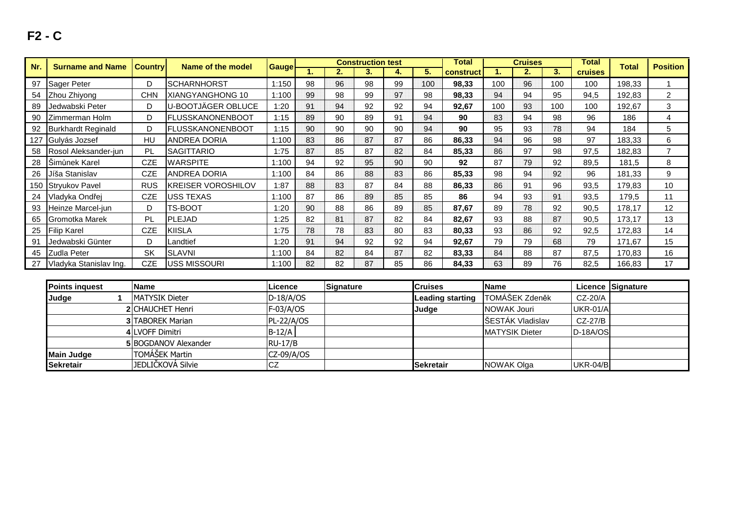# F2 - C

| Nr. | Surname and Name | Country | Name of the model | Gauge | Construction test | | | | | Total | Cruises | | | Total | Total | Position |
|---|---|---|---|---|---|---|---|---|---|---|---|---|---|---|---|---|
| | | | | | 1. | 2. | 3. | 4. | 5. | construct | 1. | 2. | 3. | cruises | | |
| 97 | Sager Peter | D | SCHARNHORST | 1:150 | 98 | 96 | 98 | 99 | 100 | **98,33** | 100 | 96 | 100 | 100 | 198,33 | 1 |
| 54 | Zhou Zhiyong | CHN | XIANGYANGHONG 10 | 1:100 | 99 | 98 | 99 | 97 | 98 | **98,33** | 94 | 94 | 95 | 94,5 | 192,83 | 2 |
| 89 | Jedwabski Peter | D | U-BOOTJÄGER OBLUCE | 1:20 | 91 | 94 | 92 | 92 | 94 | **92,67** | 100 | 93 | 100 | 100 | 192,67 | 3 |
| 90 | Zimmerman Holm | D | FLUSSKANONENBOOT | 1:15 | 89 | 90 | 89 | 91 | 94 | **90** | 83 | 94 | 98 | 96 | 186 | 4 |
| 92 | Burkhardt Reginald | D | FLUSSKANONENBOOT | 1:15 | 90 | 90 | 90 | 90 | 94 | **90** | 95 | 93 | 78 | 94 | 184 | 5 |
| 127 | Gulyás Jozsef | HU | ANDREA DORIA | 1:100 | 83 | 86 | 87 | 87 | 86 | **86,33** | 94 | 96 | 98 | 97 | 183,33 | 6 |
| 58 | Rosol Aleksander-jun | PL | SAGITTARIO | 1:75 | 87 | 85 | 87 | 82 | 84 | **85,33** | 86 | 97 | 98 | 97,5 | 182,83 | 7 |
| 28 | Šimůnek Karel | CZE | WARSPITE | 1:100 | 94 | 92 | 95 | 90 | 90 | **92** | 87 | 79 | 92 | 89,5 | 181,5 | 8 |
| 26 | Jíša Stanislav | CZE | ANDREA DORIA | 1:100 | 84 | 86 | 88 | 83 | 86 | **85,33** | 98 | 94 | 92 | 96 | 181,33 | 9 |
| 150 | Stryukov Pavel | RUS | KREISER VOROSHILOV | 1:87 | 88 | 83 | 87 | 84 | 88 | **86,33** | 86 | 91 | 96 | 93,5 | 179,83 | 10 |
| 24 | Vladyka Ondřej | CZE | USS TEXAS | 1:100 | 87 | 86 | 89 | 85 | 85 | **86** | 94 | 93 | 91 | 93,5 | 179,5 | 11 |
| 93 | Heinze Marcel-jun | D | TS-BOOT | 1:20 | 90 | 88 | 86 | 89 | 85 | **87,67** | 89 | 78 | 92 | 90,5 | 178,17 | 12 |
| 65 | Gromotka Marek | PL | PLEJAD | 1:25 | 82 | 81 | 87 | 82 | 84 | **82,67** | 93 | 88 | 87 | 90,5 | 173,17 | 13 |
| 25 | Filip Karel | CZE | KIISLA | 1:75 | 78 | 78 | 83 | 80 | 83 | **80,33** | 93 | 86 | 92 | 92,5 | 172,83 | 14 |
| 91 | Jedwabski Günter | D | Landtief | 1:20 | 91 | 94 | 92 | 92 | 94 | **92,67** | 79 | 79 | 68 | 79 | 171,67 | 15 |
| 45 | Zudla Peter | SK | SLAVNI | 1:100 | 84 | 82 | 84 | 87 | 82 | **83,33** | 84 | 88 | 87 | 87,5 | 170,83 | 16 |
| 27 | Vladyka Stanislav Ing. | CZE | USS MISSOURI | 1:100 | 82 | 82 | 87 | 85 | 86 | **84,33** | 63 | 89 | 76 | 82,5 | 166,83 | 17 |

| Points inquest | | Name | Licence | Signature | Cruises | Name | Licence | Signature |
|---|---|---|---|---|---|---|---|---|
| **Judge** | **1** | MATYSIK Dieter | D-18/A/OS | | **Leading starting** | TOMÁŠEK Zdeněk | CZ-20/A | |
| | **2** | CHAUCHET Henri | F-03/A/OS | | **Judge** | NOWAK Jouri | UKR-01/A | |
| | **3** | TABOREK Marian | PL-22/A/OS | | | ŠESTÁK Vladislav | CZ-27/B | |
| | **4** | LVOFF Dimitri | B-12/A | | | MATYSIK Dieter | D-18A/OS | |
| | **5** | BOGDANOV Alexander | RU-17/B | | | | | |
| **Main Judge** | | TOMÁŠEK Martin | CZ-09/A/OS | | | | | |
| **Sekretair** | | JEDLIČKOVÁ Silvie | CZ | | **Sekretair** | NOWAK Olga | UKR-04/B | |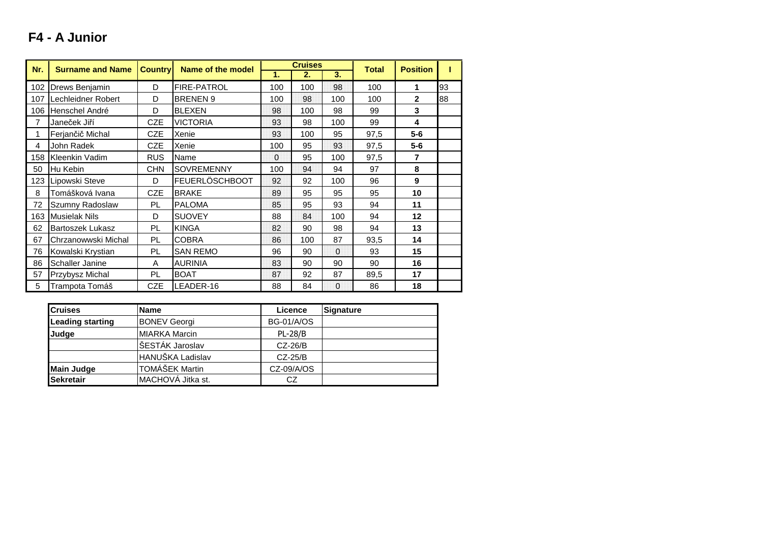# F4 - A Junior

| Nr. | Surname and Name | Country | Name of the model | Cruises | | | Total | Position | I |
|---|---|---|---|---|---|---|---|---|---|
| | | | | 1. | 2. | 3. | | | |
| 102 | Drews Benjamin | D | FIRE-PATROL | 100 | 100 | 98 | 100 | **1** | 93 |
| 107 | Lechleidner Robert | D | BRENEN 9 | 100 | 98 | 100 | 100 | **2** | 88 |
| 106 | Henschel André | D | BLEXEN | 98 | 100 | 98 | 99 | **3** | |
| 7 | Janeček Jiří | CZE | VICTORIA | 93 | 98 | 100 | 99 | **4** | |
| 1 | Ferjančič Michal | CZE | Xenie | 93 | 100 | 95 | 97,5 | **5-6** | |
| 4 | John Radek | CZE | Xenie | 100 | 95 | 93 | 97,5 | **5-6** | |
| 158 | Kleenkin Vadim | RUS | Name | 0 | 95 | 100 | 97,5 | **7** | |
| 50 | Hu Kebin | CHN | SOVREMENNY | 100 | 94 | 94 | 97 | **8** | |
| 123 | Lipowski Steve | D | FEUERLÖSCHBOOT | 92 | 92 | 100 | 96 | **9** | |
| 8 | Tomášková Ivana | CZE | BRAKE | 89 | 95 | 95 | 95 | **10** | |
| 72 | Szumny Radoslaw | PL | PALOMA | 85 | 95 | 93 | 94 | **11** | |
| 163 | Musielak Nils | D | SUOVEY | 88 | 84 | 100 | 94 | **12** | |
| 62 | Bartoszek Lukasz | PL | KINGA | 82 | 90 | 98 | 94 | **13** | |
| 67 | Chrzanowwski Michal | PL | COBRA | 86 | 100 | 87 | 93,5 | **14** | |
| 76 | Kowalski Krystian | PL | SAN REMO | 96 | 90 | 0 | 93 | **15** | |
| 86 | Schaller Janine | A | AURINIA | 83 | 90 | 90 | 90 | **16** | |
| 57 | Przybysz Michal | PL | BOAT | 87 | 92 | 87 | 89,5 | **17** | |
| 5 | Trampota Tomáš | CZE | LEADER-16 | 88 | 84 | 0 | 86 | **18** | |

| Cruises | Name | Licence | Signature |
|---|---|---|---|
| **Leading starting** | BONEV Georgi | BG-01/A/OS | |
| **Judge** | MIARKA Marcin | PL-28/B | |
| | ŠESTÁK Jaroslav | CZ-26/B | |
| | HANUŠKA Ladislav | CZ-25/B | |
| **Main Judge** | TOMÁŠEK Martin | CZ-09/A/OS | |
| **Sekretair** | MACHOVÁ Jitka st. | CZ | |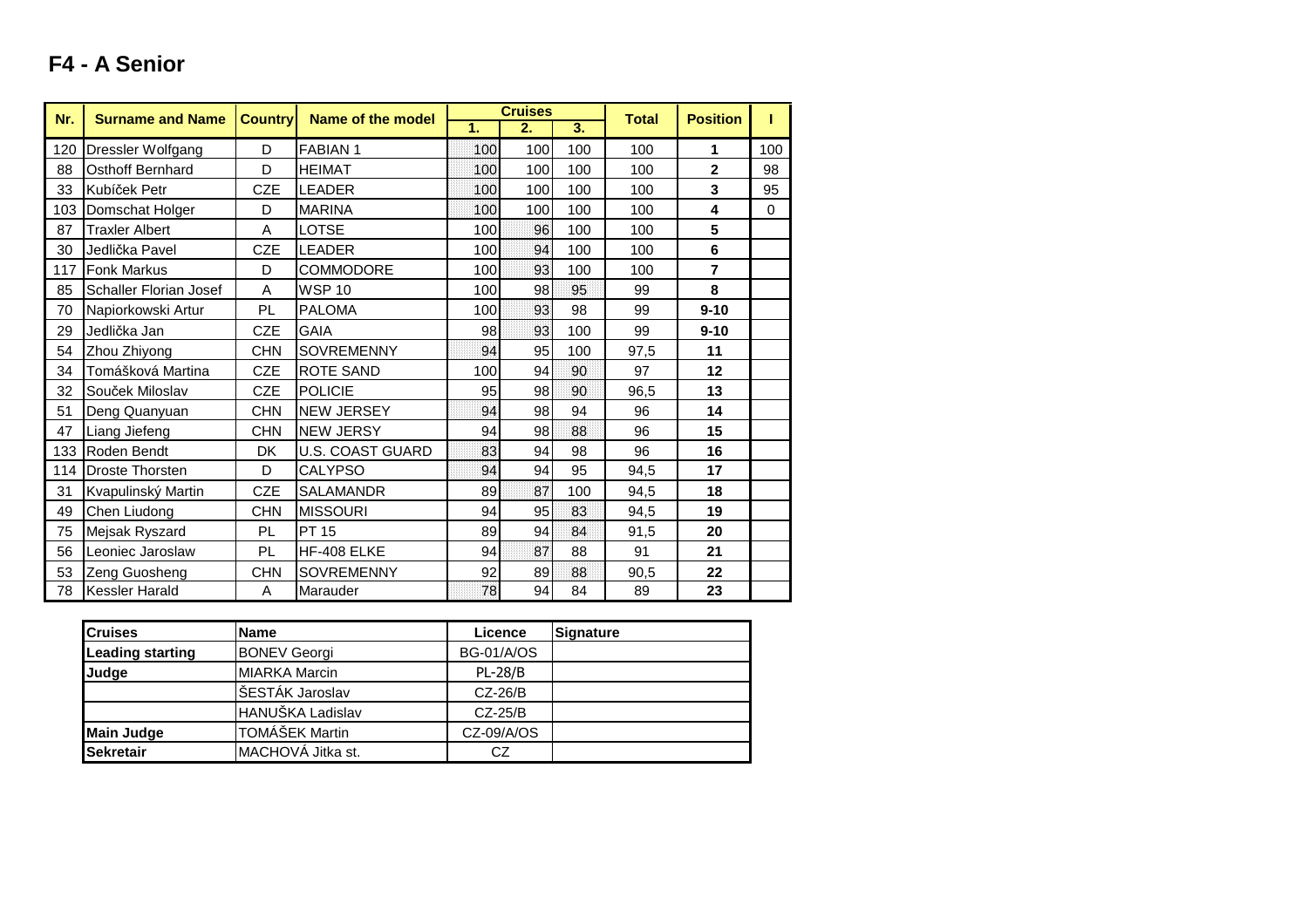# F4 - A Senior

| Nr. | Surname and Name | Country | Name of the model | Cruises | | | Total | Position | I |
|---|---|---|---|---|---|---|---|---|---|
| | | | | 1. | 2. | 3. | | | |
| 120 | Dressler Wolfgang | D | FABIAN 1 | 100 | 100 | 100 | 100 | **1** | 100 |
| 88 | Osthoff Bernhard | D | HEIMAT | 100 | 100 | 100 | 100 | **2** | 98 |
| 33 | Kubíček Petr | CZE | LEADER | 100 | 100 | 100 | 100 | **3** | 95 |
| 103 | Domschat Holger | D | MARINA | 100 | 100 | 100 | 100 | **4** | 0 |
| 87 | Traxler Albert | A | LOTSE | 100 | 96 | 100 | 100 | **5** | |
| 30 | Jedlička Pavel | CZE | LEADER | 100 | 94 | 100 | 100 | **6** | |
| 117 | Fonk Markus | D | COMMODORE | 100 | 93 | 100 | 100 | **7** | |
| 85 | Schaller Florian Josef | A | WSP 10 | 100 | 98 | 95 | 99 | **8** | |
| 70 | Napiorkowski Artur | PL | PALOMA | 100 | 93 | 98 | 99 | **9-10** | |
| 29 | Jedlička Jan | CZE | GAIA | 98 | 93 | 100 | 99 | **9-10** | |
| 54 | Zhou Zhiyong | CHN | SOVREMENNY | 94 | 95 | 100 | 97,5 | **11** | |
| 34 | Tomášková Martina | CZE | ROTE SAND | 100 | 94 | 90 | 97 | **12** | |
| 32 | Souček Miloslav | CZE | POLICIE | 95 | 98 | 90 | 96,5 | **13** | |
| 51 | Deng Quanyuan | CHN | NEW JERSEY | 94 | 98 | 94 | 96 | **14** | |
| 47 | Liang Jiefeng | CHN | NEW JERSY | 94 | 98 | 88 | 96 | **15** | |
| 133 | Roden Bendt | DK | U.S. COAST GUARD | 83 | 94 | 98 | 96 | **16** | |
| 114 | Droste Thorsten | D | CALYPSO | 94 | 94 | 95 | 94,5 | **17** | |
| 31 | Kvapulinský Martin | CZE | SALAMANDR | 89 | 87 | 100 | 94,5 | **18** | |
| 49 | Chen Liudong | CHN | MISSOURI | 94 | 95 | 83 | 94,5 | **19** | |
| 75 | Mejsak Ryszard | PL | PT 15 | 89 | 94 | 84 | 91,5 | **20** | |
| 56 | Leoniec Jaroslaw | PL | HF-408 ELKE | 94 | 87 | 88 | 91 | **21** | |
| 53 | Zeng Guosheng | CHN | SOVREMENNY | 92 | 89 | 88 | 90,5 | **22** | |
| 78 | Kessler Harald | A | Marauder | 78 | 94 | 84 | 89 | **23** | |

| Cruises | Name | Licence | Signature |
|---|---|---|---|
| **Leading starting** | BONEV Georgi | BG-01/A/OS | |
| **Judge** | MIARKA Marcin | PL-28/B | |
| | ŠESTÁK Jaroslav | CZ-26/B | |
| | HANUŠKA Ladislav | CZ-25/B | |
| **Main Judge** | TOMÁŠEK Martin | CZ-09/A/OS | |
| **Sekretair** | MACHOVÁ Jitka st. | CZ | |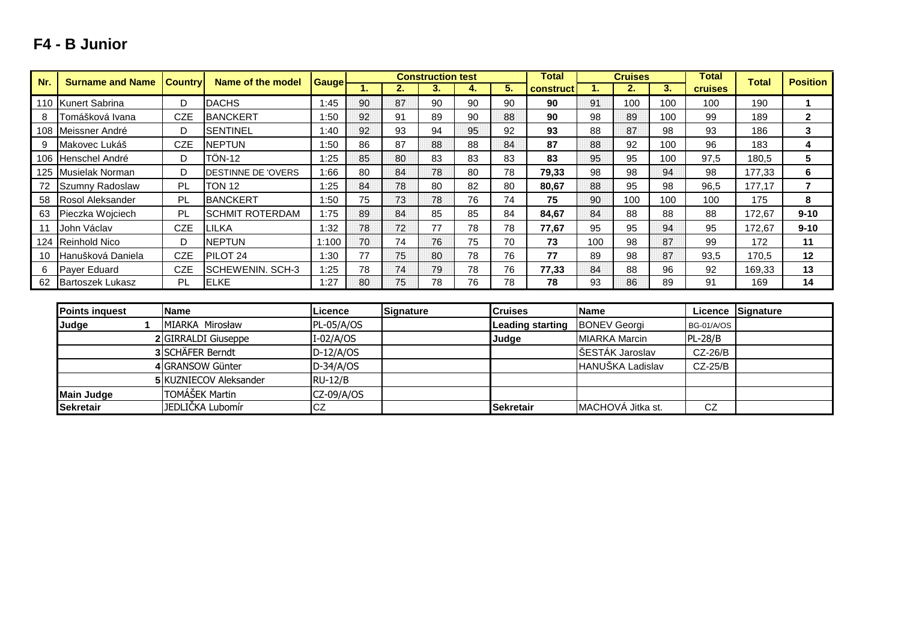## F4 - B Junior

| Nr. | Surname and Name | Country | Name of the model | Gauge | Construction test | | | | | Total | Cruises | | | Total | Total | Position |
|---|---|---|---|---|---|---|---|---|---|---|---|---|---|---|---|---|
| | | | | | 1. | 2. | 3. | 4. | 5. | construct | 1. | 2. | 3. | cruises | | |
| 110 | Kunert Sabrina | D | DACHS | 1:45 | 90 | 87 | 90 | 90 | 90 | **90** | 91 | 100 | 100 | 100 | 190 | **1** |
| 8 | Tomášková Ivana | CZE | BANCKERT | 1:50 | 92 | 91 | 89 | 90 | 88 | **90** | 98 | 89 | 100 | 99 | 189 | **2** |
| 108 | Meissner André | D | SENTINEL | 1:40 | 92 | 93 | 94 | 95 | 92 | **93** | 88 | 87 | 98 | 93 | 186 | **3** |
| 9 | Makovec Lukáš | CZE | NEPTUN | 1:50 | 86 | 87 | 88 | 88 | 84 | **87** | 88 | 92 | 100 | 96 | 183 | **4** |
| 106 | Henschel André | D | TÖN-12 | 1:25 | 85 | 80 | 83 | 83 | 83 | **83** | 95 | 95 | 100 | 97,5 | 180,5 | **5** |
| 125 | Musielak Norman | D | DESTINNE DE 'OVERS | 1:66 | 80 | 84 | 78 | 80 | 78 | **79,33** | 98 | 98 | 94 | 98 | 177,33 | **6** |
| 72 | Szumny Radoslaw | PL | TON 12 | 1:25 | 84 | 78 | 80 | 82 | 80 | **80,67** | 88 | 95 | 98 | 96,5 | 177,17 | **7** |
| 58 | Rosol Aleksander | PL | BANCKERT | 1:50 | 75 | 73 | 78 | 76 | 74 | **75** | 90 | 100 | 100 | 100 | 175 | **8** |
| 63 | Pieczka Wojciech | PL | SCHMIT ROTERDAM | 1:75 | 89 | 84 | 85 | 85 | 84 | **84,67** | 84 | 88 | 88 | 88 | 172,67 | **9-10** |
| 11 | John Václav | CZE | LILKA | 1:32 | 78 | 72 | 77 | 78 | 78 | **77,67** | 95 | 95 | 94 | 95 | 172,67 | **9-10** |
| 124 | Reinhold Nico | D | NEPTUN | 1:100 | 70 | 74 | 76 | 75 | 70 | **73** | 100 | 98 | 87 | 99 | 172 | **11** |
| 10 | Hanušková Daniela | CZE | PILOT 24 | 1:30 | 77 | 75 | 80 | 78 | 76 | **77** | 89 | 98 | 87 | 93,5 | 170,5 | **12** |
| 6 | Payer Eduard | CZE | SCHEWENIN. SCH-3 | 1:25 | 78 | 74 | 79 | 78 | 76 | **77,33** | 84 | 88 | 96 | 92 | 169,33 | **13** |
| 62 | Bartoszek Lukasz | PL | ELKE | 1:27 | 80 | 75 | 78 | 76 | 78 | **78** | 93 | 86 | 89 | 91 | 169 | **14** |

| Points inquest | | Name | Licence | Signature | Cruises | Name | Licence | Signature |
|---|---|---|---|---|---|---|---|---|
| **Judge** | **1** | MIARKA Mirosław | PL-05/A/OS | | **Leading starting** | BONEV Georgi | BG-01/A/OS | |
| | **2** | GIRRALDI Giuseppe | I-02/A/OS | | **Judge** | MIARKA Marcin | PL-28/B | |
| | **3** | SCHÄFER Berndt | D-12/A/OS | | | ŠESTÁK Jaroslav | CZ-26/B | |
| | **4** | GRANSOW Günter | D-34/A/OS | | | HANUŠKA Ladislav | CZ-25/B | |
| | **5** | KUZNIECOV Aleksander | RU-12/B | | | | | |
| **Main Judge** | | TOMÁŠEK Martin | CZ-09/A/OS | | | | | |
| **Sekretair** | | JEDLIČKA Lubomír | CZ | | **Sekretair** | MACHOVÁ Jitka st. | CZ | |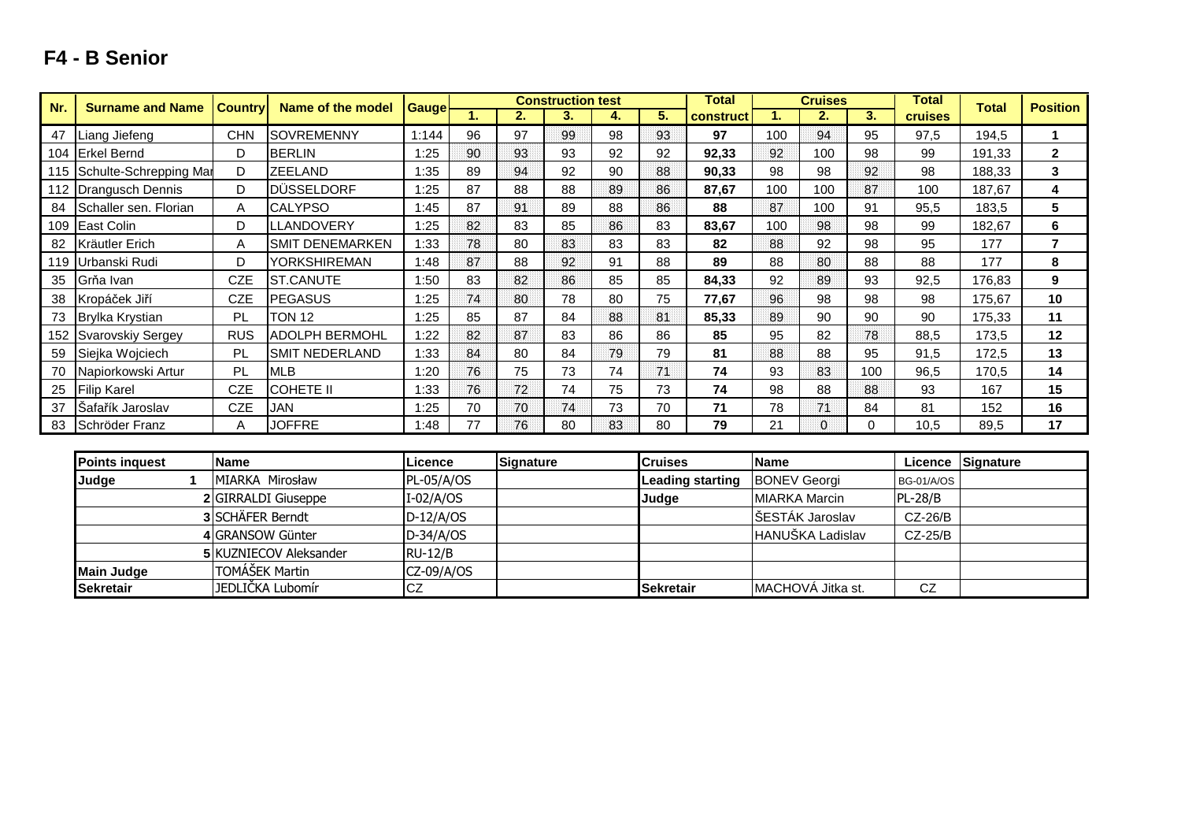## F4 - B Senior

| Nr. | Surname and Name | Country | Name of the model | Gauge | Construction test | | | | | Total | Cruises | | | Total | Total | Position |
|---|---|---|---|---|---|---|---|---|---|---|---|---|---|---|---|---|
| | | | | | 1. | 2. | 3. | 4. | 5. | construct | 1. | 2. | 3. | cruises | | |
| 47 | Liang Jiefeng | CHN | SOVREMENNY | 1:144 | 96 | 97 | 99 | 98 | 93 | 97 | 100 | 94 | 95 | 97,5 | 194,5 | 1 |
| 104 | Erkel Bernd | D | BERLIN | 1:25 | 90 | 93 | 93 | 92 | 92 | 92,33 | 92 | 100 | 98 | 99 | 191,33 | 2 |
| 115 | Schulte-Schrepping Mar | D | ZEELAND | 1:35 | 89 | 94 | 92 | 90 | 88 | 90,33 | 98 | 98 | 92 | 98 | 188,33 | 3 |
| 112 | Drangusch Dennis | D | DÜSSELDORF | 1:25 | 87 | 88 | 88 | 89 | 86 | 87,67 | 100 | 100 | 87 | 100 | 187,67 | 4 |
| 84 | Schaller sen. Florian | A | CALYPSO | 1:45 | 87 | 91 | 89 | 88 | 86 | 88 | 87 | 100 | 91 | 95,5 | 183,5 | 5 |
| 109 | East Colin | D | LLANDOVERY | 1:25 | 82 | 83 | 85 | 86 | 83 | 83,67 | 100 | 98 | 98 | 99 | 182,67 | 6 |
| 82 | Kräutler Erich | A | SMIT DENEMARKEN | 1:33 | 78 | 80 | 83 | 83 | 83 | 82 | 88 | 92 | 98 | 95 | 177 | 7 |
| 119 | Urbanski Rudi | D | YORKSHIREMAN | 1:48 | 87 | 88 | 92 | 91 | 88 | 89 | 88 | 80 | 88 | 88 | 177 | 8 |
| 35 | Grňa Ivan | CZE | ST.CANUTE | 1:50 | 83 | 82 | 86 | 85 | 85 | 84,33 | 92 | 89 | 93 | 92,5 | 176,83 | 9 |
| 38 | Kropáček Jiří | CZE | PEGASUS | 1:25 | 74 | 80 | 78 | 80 | 75 | 77,67 | 96 | 98 | 98 | 98 | 175,67 | 10 |
| 73 | Brylka Krystian | PL | TON 12 | 1:25 | 85 | 87 | 84 | 88 | 81 | 85,33 | 89 | 90 | 90 | 90 | 175,33 | 11 |
| 152 | Svarovskiy Sergey | RUS | ADOLPH BERMOHL | 1:22 | 82 | 87 | 83 | 86 | 86 | 85 | 95 | 82 | 78 | 88,5 | 173,5 | 12 |
| 59 | Siejka Wojciech | PL | SMIT NEDERLAND | 1:33 | 84 | 80 | 84 | 79 | 79 | 81 | 88 | 88 | 95 | 91,5 | 172,5 | 13 |
| 70 | Napiorkowski Artur | PL | MLB | 1:20 | 76 | 75 | 73 | 74 | 71 | 74 | 93 | 83 | 100 | 96,5 | 170,5 | 14 |
| 25 | Filip Karel | CZE | COHETE II | 1:33 | 76 | 72 | 74 | 75 | 73 | 74 | 98 | 88 | 88 | 93 | 167 | 15 |
| 37 | Šafařík Jaroslav | CZE | JAN | 1:25 | 70 | 70 | 74 | 73 | 70 | 71 | 78 | 71 | 84 | 81 | 152 | 16 |
| 83 | Schröder Franz | A | JOFFRE | 1:48 | 77 | 76 | 80 | 83 | 80 | 79 | 21 | 0 | 0 | 10,5 | 89,5 | 17 |

| Points inquest | | Name | Licence | Signature | Cruises | Name | Licence | Signature |
|---|---|---|---|---|---|---|---|---|
| Judge | 1 | MIARKA Mirosław | PL-05/A/OS | | Leading starting | BONEV Georgi | BG-01/A/OS | |
| | 2 | GIRRALDI Giuseppe | I-02/A/OS | | Judge | MIARKA Marcin | PL-28/B | |
| | 3 | SCHÄFER Berndt | D-12/A/OS | | | ŠESTÁK Jaroslav | CZ-26/B | |
| | 4 | GRANSOW Günter | D-34/A/OS | | | HANUŠKA Ladislav | CZ-25/B | |
| | 5 | KUZNIECOV Aleksander | RU-12/B | | | | | |
| Main Judge | | TOMÁŠEK Martin | CZ-09/A/OS | | | | | |
| Sekretair | | JEDLIČKA Lubomír | CZ | | Sekretair | MACHOVÁ Jitka st. | CZ | |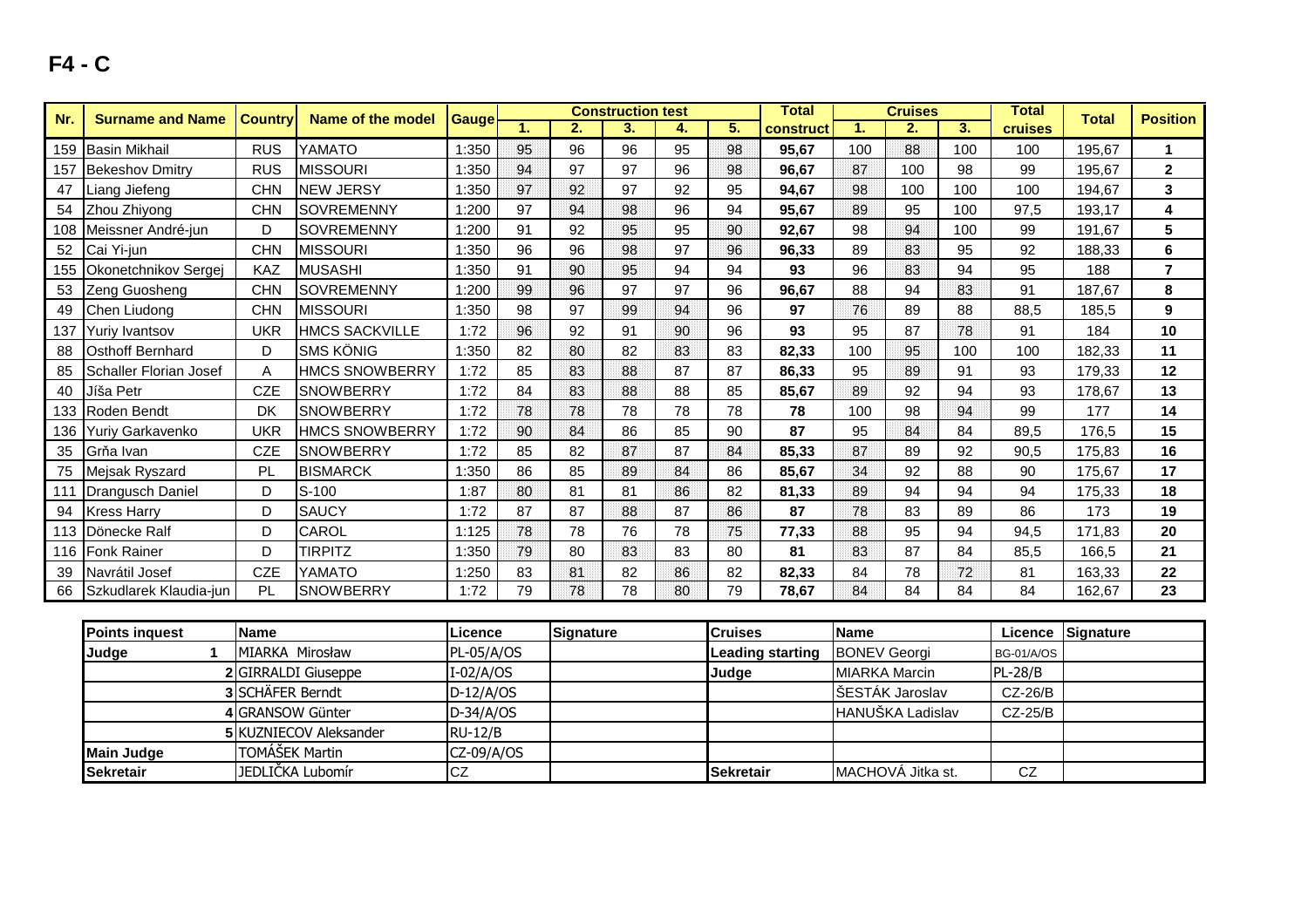# F4 - C

| Nr. | Surname and Name | Country | Name of the model | Gauge | Construction test 1. | 2. | 3. | 4. | 5. | Total construct | Cruises 1. | 2. | 3. | Total cruises | Total | Position |
|---|---|---|---|---|---|---|---|---|---|---|---|---|---|---|---|---|
| 159 | Basin Mikhail | RUS | YAMATO | 1:350 | 95 | 96 | 96 | 95 | 98 | 95,67 | 100 | 88 | 100 | 100 | 195,67 | 1 |
| 157 | Bekeshov Dmitry | RUS | MISSOURI | 1:350 | 94 | 97 | 97 | 96 | 98 | 96,67 | 87 | 100 | 98 | 99 | 195,67 | 2 |
| 47 | Liang Jiefeng | CHN | NEW JERSY | 1:350 | 97 | 92 | 97 | 92 | 95 | 94,67 | 98 | 100 | 100 | 100 | 194,67 | 3 |
| 54 | Zhou Zhiyong | CHN | SOVREMENNY | 1:200 | 97 | 94 | 98 | 96 | 94 | 95,67 | 89 | 95 | 100 | 97,5 | 193,17 | 4 |
| 108 | Meissner André-jun | D | SOVREMENNY | 1:200 | 91 | 92 | 95 | 95 | 90 | 92,67 | 98 | 94 | 100 | 99 | 191,67 | 5 |
| 52 | Cai Yi-jun | CHN | MISSOURI | 1:350 | 96 | 96 | 98 | 97 | 96 | 96,33 | 89 | 83 | 95 | 92 | 188,33 | 6 |
| 155 | Okonetchnikov Sergej | KAZ | MUSASHI | 1:350 | 91 | 90 | 95 | 94 | 94 | 93 | 96 | 83 | 94 | 95 | 188 | 7 |
| 53 | Zeng Guosheng | CHN | SOVREMENNY | 1:200 | 99 | 96 | 97 | 97 | 96 | 96,67 | 88 | 94 | 83 | 91 | 187,67 | 8 |
| 49 | Chen Liudong | CHN | MISSOURI | 1:350 | 98 | 97 | 99 | 94 | 96 | 97 | 76 | 89 | 88 | 88,5 | 185,5 | 9 |
| 137 | Yuriy Ivantsov | UKR | HMCS SACKVILLE | 1:72 | 96 | 92 | 91 | 90 | 96 | 93 | 95 | 87 | 78 | 91 | 184 | 10 |
| 88 | Osthoff Bernhard | D | SMS KÖNIG | 1:350 | 82 | 80 | 82 | 83 | 83 | 82,33 | 100 | 95 | 100 | 100 | 182,33 | 11 |
| 85 | Schaller Florian Josef | A | HMCS SNOWBERRY | 1:72 | 85 | 83 | 88 | 87 | 87 | 86,33 | 95 | 89 | 91 | 93 | 179,33 | 12 |
| 40 | Jíša Petr | CZE | SNOWBERRY | 1:72 | 84 | 83 | 88 | 88 | 85 | 85,67 | 89 | 92 | 94 | 93 | 178,67 | 13 |
| 133 | Roden Bendt | DK | SNOWBERRY | 1:72 | 78 | 78 | 78 | 78 | 78 | 78 | 100 | 98 | 94 | 99 | 177 | 14 |
| 136 | Yuriy Garkavenko | UKR | HMCS SNOWBERRY | 1:72 | 90 | 84 | 86 | 85 | 90 | 87 | 95 | 84 | 84 | 89,5 | 176,5 | 15 |
| 35 | Grňa Ivan | CZE | SNOWBERRY | 1:72 | 85 | 82 | 87 | 87 | 84 | 85,33 | 87 | 89 | 92 | 90,5 | 175,83 | 16 |
| 75 | Mejsak Ryszard | PL | BISMARCK | 1:350 | 86 | 85 | 89 | 84 | 86 | 85,67 | 34 | 92 | 88 | 90 | 175,67 | 17 |
| 111 | Drangusch Daniel | D | S-100 | 1:87 | 80 | 81 | 81 | 86 | 82 | 81,33 | 89 | 94 | 94 | 94 | 175,33 | 18 |
| 94 | Kress Harry | D | SAUCY | 1:72 | 87 | 87 | 88 | 87 | 86 | 87 | 78 | 83 | 89 | 86 | 173 | 19 |
| 113 | Dönecke Ralf | D | CAROL | 1:125 | 78 | 78 | 76 | 78 | 75 | 77,33 | 88 | 95 | 94 | 94,5 | 171,83 | 20 |
| 116 | Fonk Rainer | D | TIRPITZ | 1:350 | 79 | 80 | 83 | 83 | 80 | 81 | 83 | 87 | 84 | 85,5 | 166,5 | 21 |
| 39 | Navrátil Josef | CZE | YAMATO | 1:250 | 83 | 81 | 82 | 86 | 82 | 82,33 | 84 | 78 | 72 | 81 | 163,33 | 22 |
| 66 | Szkudlarek Klaudia-jun | PL | SNOWBERRY | 1:72 | 79 | 78 | 78 | 80 | 79 | 78,67 | 84 | 84 | 84 | 84 | 162,67 | 23 |

| Points inquest | | Name | Licence | Signature | Cruises | Name | Licence | Signature |
|---|---|---|---|---|---|---|---|---|
| Judge | 1 | MIARKA Mirosław | PL-05/A/OS | | Leading starting | BONEV Georgi | BG-01/A/OS | |
| | 2 | GIRRALDI Giuseppe | I-02/A/OS | | Judge | MIARKA Marcin | PL-28/B | |
| | 3 | SCHÄFER Berndt | D-12/A/OS | | | ŠESTÁK Jaroslav | CZ-26/B | |
| | 4 | GRANSOW Günter | D-34/A/OS | | | HANUŠKA Ladislav | CZ-25/B | |
| | 5 | KUZNIECOV Aleksander | RU-12/B | | | | | |
| Main Judge | | TOMÁŠEK Martin | CZ-09/A/OS | | | | | |
| Sekretair | | JEDLIČKA Lubomír | CZ | | Sekretair | MACHOVÁ Jitka st. | CZ | |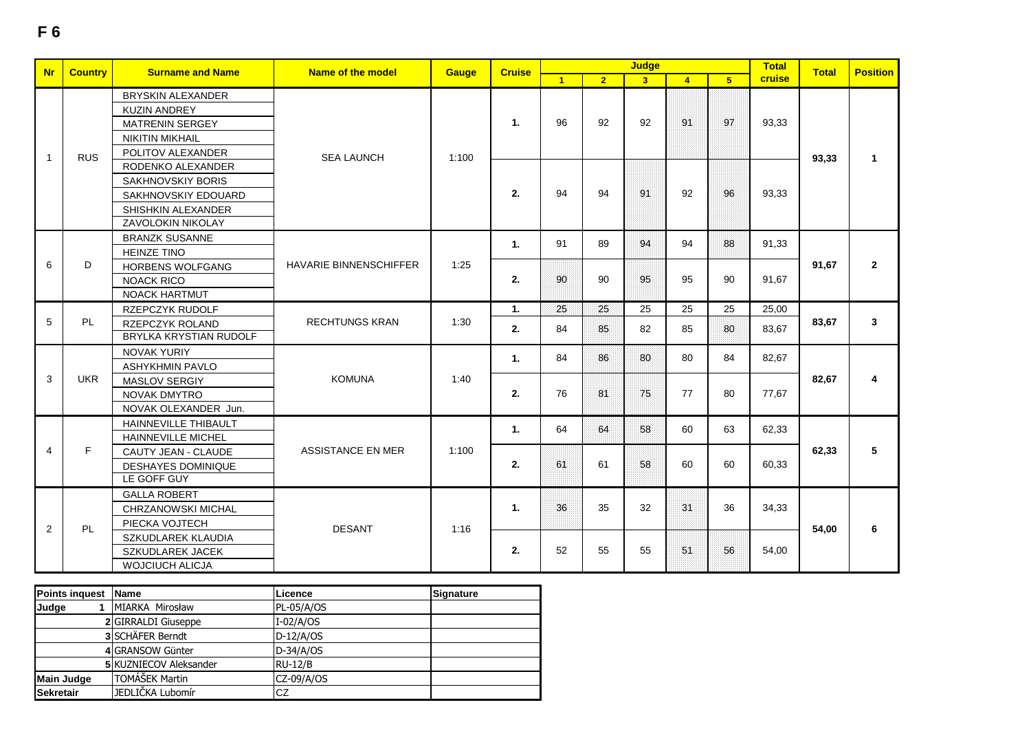# F 6

| Nr | Country | Surname and Name | Name of the model | Gauge | Cruise | Judge 1 | Judge 2 | Judge 3 | Judge 4 | Judge 5 | Total cruise | Total | Position |
|---|---|---|---|---|---|---|---|---|---|---|---|---|---|
| 1 | RUS | BRYSKIN ALEXANDER<br>KUZIN ANDREY<br>MATRENIN SERGEY<br>NIKITIN MIKHAIL<br>POLITOV ALEXANDER<br>RODENKO ALEXANDER<br>SAKHNOVSKIY BORIS<br>SAKHNOVSKIY EDOUARD<br>SHISHKIN ALEXANDER<br>ZAVOLOKIN NIKOLAY | SEA LAUNCH | 1:100 | 1. | 96 | 92 | 92 | 91 | 97 | 93,33 | 93,33 | 1 |
| | | | | | 2. | 94 | 94 | 91 | 92 | 96 | 93,33 | | |
| 6 | D | BRANZK SUSANNE<br>HEINZE TINO<br>HORBENS WOLFGANG<br>NOACK RICO<br>NOACK HARTMUT | HAVARIE BINNENSCHIFFER | 1:25 | 1. | 91 | 89 | 94 | 94 | 88 | 91,33 | 91,67 | 2 |
| | | | | | 2. | 90 | 90 | 95 | 95 | 90 | 91,67 | | |
| 5 | PL | RZEPCZYK RUDOLF<br>RZEPCZYK ROLAND<br>BRYLKA KRYSTIAN RUDOLF | RECHTUNGS KRAN | 1:30 | 1. | 25 | 25 | 25 | 25 | 25 | 25,00 | 83,67 | 3 |
| | | | | | 2. | 84 | 85 | 82 | 85 | 80 | 83,67 | | |
| 3 | UKR | NOVAK YURIY<br>ASHYKHMIN PAVLO<br>MASLOV SERGIY<br>NOVAK DMYTRO<br>NOVAK OLEXANDER Jun. | KOMUNA | 1:40 | 1. | 84 | 86 | 80 | 80 | 84 | 82,67 | 82,67 | 4 |
| | | | | | 2. | 76 | 81 | 75 | 77 | 80 | 77,67 | | |
| 4 | F | HAINNEVILLE THIBAULT<br>HAINNEVILLE MICHEL<br>CAUTY JEAN - CLAUDE<br>DESHAYES DOMINIQUE<br>LE GOFF GUY | ASSISTANCE EN MER | 1:100 | 1. | 64 | 64 | 58 | 60 | 63 | 62,33 | 62,33 | 5 |
| | | | | | 2. | 61 | 61 | 58 | 60 | 60 | 60,33 | | |
| 2 | PL | GALLA ROBERT<br>CHRZANOWSKI MICHAL<br>PIECKA VOJTECH<br>SZKUDLAREK KLAUDIA<br>SZKUDLAREK JACEK<br>WOJCIUCH ALICJA | DESANT | 1:16 | 1. | 36 | 35 | 32 | 31 | 36 | 34,33 | 54,00 | 6 |
| | | | | | 2. | 52 | 55 | 55 | 51 | 56 | 54,00 | | |

| Points inquest | | Name | Licence | Signature |
|---|---|---|---|---|
| Judge | 1 | MIARKA Mirosław | PL-05/A/OS | |
| | 2 | GIRRALDI Giuseppe | I-02/A/OS | |
| | 3 | SCHÄFER Berndt | D-12/A/OS | |
| | 4 | GRANSOW Günter | D-34/A/OS | |
| | 5 | KUZNIECOV Aleksander | RU-12/B | |
| Main Judge | | TOMÁŠEK Martin | CZ-09/A/OS | |
| Sekretair | | JEDLIČKA Lubomír | CZ | |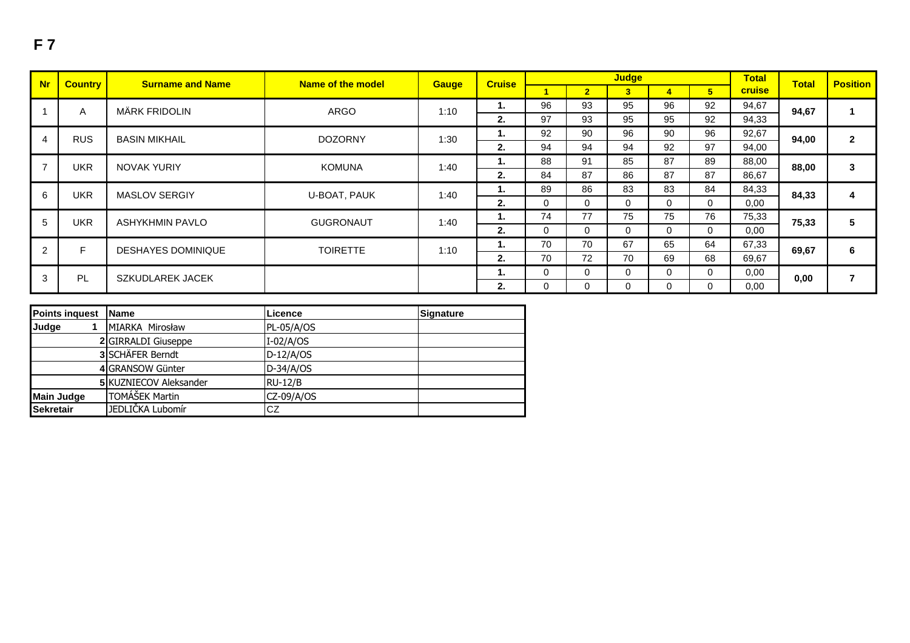# F 7

| Nr | Country | Surname and Name | Name of the model | Gauge | Cruise | Judge | | | | | Total cruise | Total | Position |
|---|---|---|---|---|---|---|---|---|---|---|---|---|---|
| | | | | | | 1 | 2 | 3 | 4 | 5 | | | |
| 1 | A | MÄRK FRIDOLIN | ARGO | 1:10 | 1. | 96 | 93 | 95 | 96 | 92 | 94,67 | 94,67 | 1 |
| | | | | | 2. | 97 | 93 | 95 | 95 | 92 | 94,33 | | |
| 4 | RUS | BASIN MIKHAIL | DOZORNY | 1:30 | 1. | 92 | 90 | 96 | 90 | 96 | 92,67 | 94,00 | 2 |
| | | | | | 2. | 94 | 94 | 94 | 92 | 97 | 94,00 | | |
| 7 | UKR | NOVAK YURIY | KOMUNA | 1:40 | 1. | 88 | 91 | 85 | 87 | 89 | 88,00 | 88,00 | 3 |
| | | | | | 2. | 84 | 87 | 86 | 87 | 87 | 86,67 | | |
| 6 | UKR | MASLOV SERGIY | U-BOAT, PAUK | 1:40 | 1. | 89 | 86 | 83 | 83 | 84 | 84,33 | 84,33 | 4 |
| | | | | | 2. | 0 | 0 | 0 | 0 | 0 | 0,00 | | |
| 5 | UKR | ASHYKHMIN PAVLO | GUGRONAUT | 1:40 | 1. | 74 | 77 | 75 | 75 | 76 | 75,33 | 75,33 | 5 |
| | | | | | 2. | 0 | 0 | 0 | 0 | 0 | 0,00 | | |
| 2 | F | DESHAYES DOMINIQUE | TOIRETTE | 1:10 | 1. | 70 | 70 | 67 | 65 | 64 | 67,33 | 69,67 | 6 |
| | | | | | 2. | 70 | 72 | 70 | 69 | 68 | 69,67 | | |
| 3 | PL | SZKUDLAREK JACEK | | | 1. | 0 | 0 | 0 | 0 | 0 | 0,00 | 0,00 | 7 |
| | | | | | 2. | 0 | 0 | 0 | 0 | 0 | 0,00 | | |

| Points inquest | | Name | Licence | Signature |
|---|---|---|---|---|
| Judge | 1 | MIARKA Mirosław | PL-05/A/OS | |
| | 2 | GIRRALDI Giuseppe | I-02/A/OS | |
| | 3 | SCHÄFER Berndt | D-12/A/OS | |
| | 4 | GRANSOW Günter | D-34/A/OS | |
| | 5 | KUZNIECOV Aleksander | RU-12/B | |
| Main Judge | | TOMÁŠEK Martin | CZ-09/A/OS | |
| Sekretair | | JEDLIČKA Lubomír | CZ | |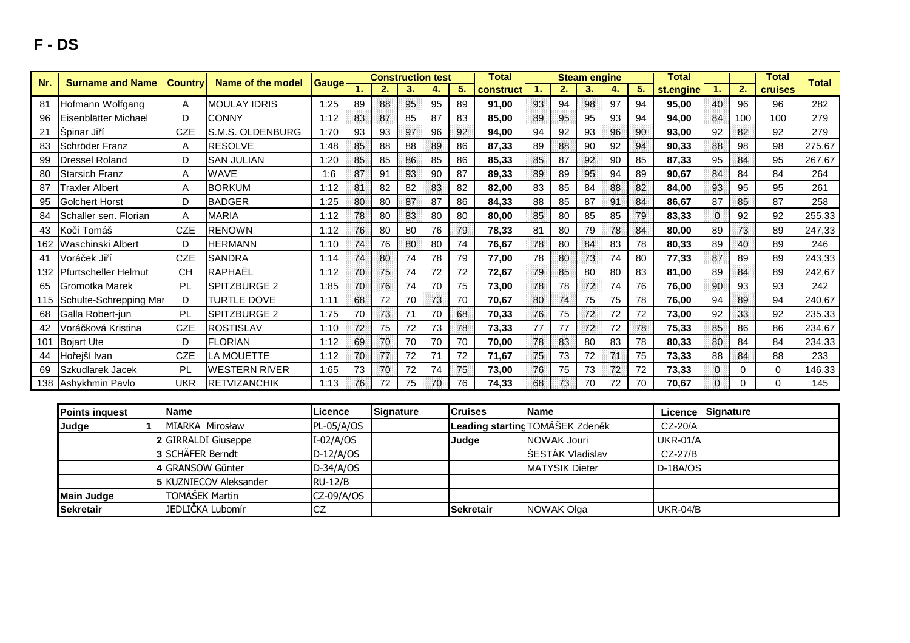# F - DS

| Nr. | Surname and Name | Country | Name of the model | Gauge | Construction test | | | | | Total | Steam engine | | | | | Total | | | Total | Total |
|---|---|---|---|---|---|---|---|---|---|---|---|---|---|---|---|---|---|---|---|---|
| | | | | | 1. | 2. | 3. | 4. | 5. | construct | 1. | 2. | 3. | 4. | 5. | st.engine | 1. | 2. | cruises | |
| 81 | Hofmann Wolfgang | A | MOULAY IDRIS | 1:25 | 89 | 88 | 95 | 95 | 89 | 91,00 | 93 | 94 | 98 | 97 | 94 | 95,00 | 40 | 96 | 96 | 282 |
| 96 | Eisenblätter Michael | D | CONNY | 1:12 | 83 | 87 | 85 | 87 | 83 | 85,00 | 89 | 95 | 95 | 93 | 94 | 94,00 | 84 | 100 | 100 | 279 |
| 21 | Špinar Jiří | CZE | S.M.S. OLDENBURG | 1:70 | 93 | 93 | 97 | 96 | 92 | 94,00 | 94 | 92 | 93 | 96 | 90 | 93,00 | 92 | 82 | 92 | 279 |
| 83 | Schröder Franz | A | RESOLVE | 1:48 | 85 | 88 | 88 | 89 | 86 | 87,33 | 89 | 88 | 90 | 92 | 94 | 90,33 | 88 | 98 | 98 | 275,67 |
| 99 | Dressel Roland | D | SAN JULIAN | 1:20 | 85 | 85 | 86 | 85 | 86 | 85,33 | 85 | 87 | 92 | 90 | 85 | 87,33 | 95 | 84 | 95 | 267,67 |
| 80 | Starsich Franz | A | WAVE | 1:6 | 87 | 91 | 93 | 90 | 87 | 89,33 | 89 | 89 | 95 | 94 | 89 | 90,67 | 84 | 84 | 84 | 264 |
| 87 | Traxler Albert | A | BORKUM | 1:12 | 81 | 82 | 82 | 83 | 82 | 82,00 | 83 | 85 | 84 | 88 | 82 | 84,00 | 93 | 95 | 95 | 261 |
| 95 | Golchert Horst | D | BADGER | 1:25 | 80 | 80 | 87 | 87 | 86 | 84,33 | 88 | 85 | 87 | 91 | 84 | 86,67 | 87 | 85 | 87 | 258 |
| 84 | Schaller sen. Florian | A | MARIA | 1:12 | 78 | 80 | 83 | 80 | 80 | 80,00 | 85 | 80 | 85 | 85 | 79 | 83,33 | 0 | 92 | 92 | 255,33 |
| 43 | Kočí Tomáš | CZE | RENOWN | 1:12 | 76 | 80 | 80 | 76 | 79 | 78,33 | 81 | 80 | 79 | 78 | 84 | 80,00 | 89 | 73 | 89 | 247,33 |
| 162 | Waschinski Albert | D | HERMANN | 1:10 | 74 | 76 | 80 | 80 | 74 | 76,67 | 78 | 80 | 84 | 83 | 78 | 80,33 | 89 | 40 | 89 | 246 |
| 41 | Voráček Jiří | CZE | SANDRA | 1:14 | 74 | 80 | 74 | 78 | 79 | 77,00 | 78 | 80 | 73 | 74 | 80 | 77,33 | 87 | 89 | 89 | 243,33 |
| 132 | Pfurtscheller Helmut | CH | RAPHAËL | 1:12 | 70 | 75 | 74 | 72 | 72 | 72,67 | 79 | 85 | 80 | 80 | 83 | 81,00 | 89 | 84 | 89 | 242,67 |
| 65 | Gromotka Marek | PL | SPITZBURGE 2 | 1:85 | 70 | 76 | 74 | 70 | 75 | 73,00 | 78 | 78 | 72 | 74 | 76 | 76,00 | 90 | 93 | 93 | 242 |
| 115 | Schulte-Schrepping Mar | D | TURTLE DOVE | 1:11 | 68 | 72 | 70 | 73 | 70 | 70,67 | 80 | 74 | 75 | 75 | 78 | 76,00 | 94 | 89 | 94 | 240,67 |
| 68 | Galla Robert-jun | PL | SPITZBURGE 2 | 1:75 | 70 | 73 | 71 | 70 | 68 | 70,33 | 76 | 75 | 72 | 72 | 72 | 73,00 | 92 | 33 | 92 | 235,33 |
| 42 | Voráčková Kristina | CZE | ROSTISLAV | 1:10 | 72 | 75 | 72 | 73 | 78 | 73,33 | 77 | 77 | 72 | 72 | 78 | 75,33 | 85 | 86 | 86 | 234,67 |
| 101 | Bojart Ute | D | FLORIAN | 1:12 | 69 | 70 | 70 | 70 | 70 | 70,00 | 78 | 83 | 80 | 83 | 78 | 80,33 | 80 | 84 | 84 | 234,33 |
| 44 | Hořejší Ivan | CZE | LA MOUETTE | 1:12 | 70 | 77 | 72 | 71 | 72 | 71,67 | 75 | 73 | 72 | 71 | 75 | 73,33 | 88 | 84 | 88 | 233 |
| 69 | Szkudlarek Jacek | PL | WESTERN RIVER | 1:65 | 73 | 70 | 72 | 74 | 75 | 73,00 | 76 | 75 | 73 | 72 | 72 | 73,33 | 0 | 0 | 0 | 146,33 |
| 138 | Ashykhmin Pavlo | UKR | RETVIZANCHIK | 1:13 | 76 | 72 | 75 | 70 | 76 | 74,33 | 68 | 73 | 70 | 72 | 70 | 70,67 | 0 | 0 | 0 | 145 |

| Points inquest | | Name | Licence | Signature | Cruises | Name | Licence | Signature |
|---|---|---|---|---|---|---|---|---|
| Judge | 1 | MIARKA Mirosław | PL-05/A/OS | | Leading starting | TOMÁŠEK Zdeněk | CZ-20/A | |
| | 2 | GIRRALDI Giuseppe | I-02/A/OS | | Judge | NOWAK Jouri | UKR-01/A | |
| | 3 | SCHÄFER Berndt | D-12/A/OS | | | ŠESTÁK Vladislav | CZ-27/B | |
| | 4 | GRANSOW Günter | D-34/A/OS | | | MATYSIK Dieter | D-18A/OS | |
| | 5 | KUZNIECOV Aleksander | RU-12/B | | | | | |
| Main Judge | | TOMÁŠEK Martin | CZ-09/A/OS | | | | | |
| Sekretair | | JEDLIČKA Lubomír | CZ | | Sekretair | NOWAK Olga | UKR-04/B | |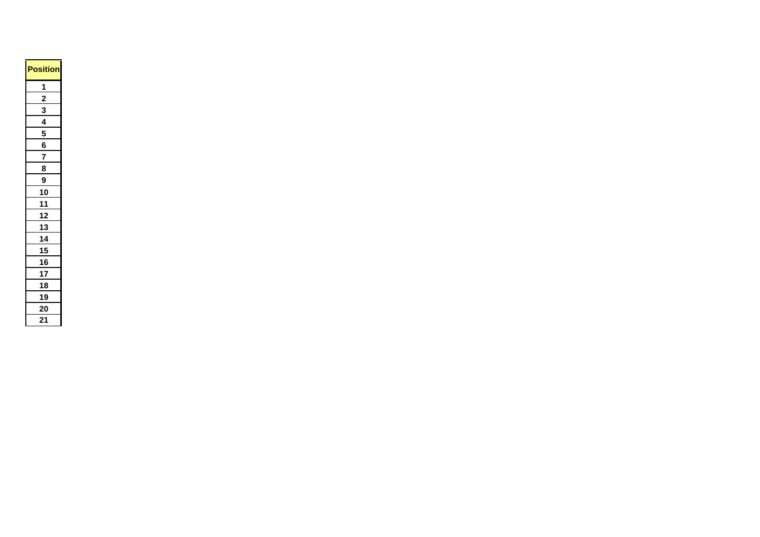| Position |
| --- |
| 1 |
| 2 |
| 3 |
| 4 |
| 5 |
| 6 |
| 7 |
| 8 |
| 9 |
| 10 |
| 11 |
| 12 |
| 13 |
| 14 |
| 15 |
| 16 |
| 17 |
| 18 |
| 19 |
| 20 |
| 21 |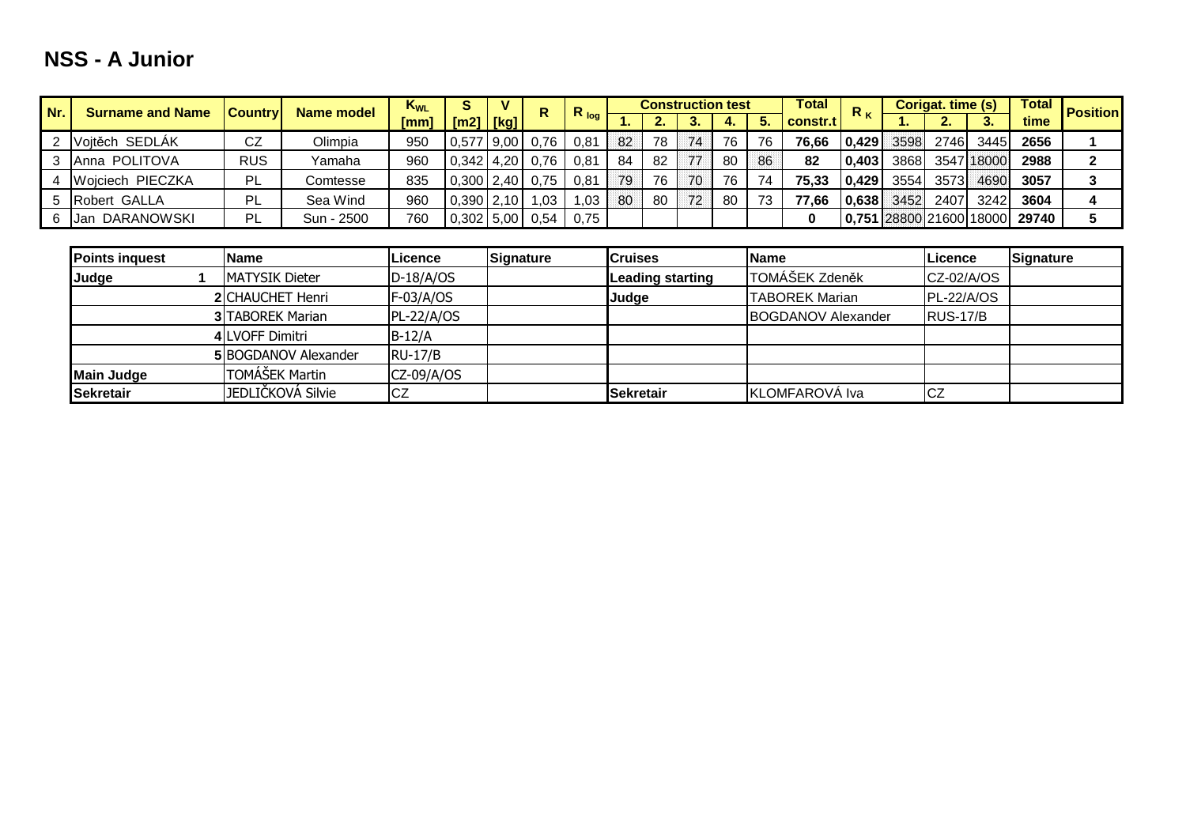# NSS - A Junior

| Nr. | Surname and Name | Country | Name model | $K_{WL}$ [mm] | S [m2] | V [kg] | R | $R_{log}$ | Construction test 1. | 2. | 3. | 4. | 5. | Total constr.t | $R_K$ | Corigat. time (s) 1. | 2. | 3. | Total time | Position |
|---|---|---|---|---|---|---|---|---|---|---|---|---|---|---|---|---|---|---|---|---|
| 2 | Vojtěch SEDLÁK | CZ | Olimpia | 950 | 0,577 | 9,00 | 0,76 | 0,81 | 82 | 78 | 74 | 76 | 76 | 76,66 | 0,429 | 3598 | 2746 | 3445 | 2656 | 1 |
| 3 | Anna POLITOVA | RUS | Yamaha | 960 | 0,342 | 4,20 | 0,76 | 0,81 | 84 | 82 | 77 | 80 | 86 | 82 | 0,403 | 3868 | 3547 | 18000 | 2988 | 2 |
| 4 | Wojciech PIECZKA | PL | Comtesse | 835 | 0,300 | 2,40 | 0,75 | 0,81 | 79 | 76 | 70 | 76 | 74 | 75,33 | 0,429 | 3554 | 3573 | 4690 | 3057 | 3 |
| 5 | Robert GALLA | PL | Sea Wind | 960 | 0,390 | 2,10 | 1,03 | 1,03 | 80 | 80 | 72 | 80 | 73 | 77,66 | 0,638 | 3452 | 2407 | 3242 | 3604 | 4 |
| 6 | Jan DARANOWSKI | PL | Sun - 2500 | 760 | 0,302 | 5,00 | 0,54 | 0,75 | | | | | | 0 | 0,751 | 28800 | 21600 | 18000 | 29740 | 5 |

| Points inquest | | Name | Licence | Signature | Cruises | Name | Licence | Signature |
|---|---|---|---|---|---|---|---|---|
| Judge | 1 | MATYSIK Dieter | D-18/A/OS | | Leading starting | TOMÁŠEK Zdeněk | CZ-02/A/OS | |
| | 2 | CHAUCHET Henri | F-03/A/OS | | Judge | TABOREK Marian | PL-22/A/OS | |
| | 3 | TABOREK Marian | PL-22/A/OS | | | BOGDANOV Alexander | RUS-17/B | |
| | 4 | LVOFF Dimitri | B-12/A | | | | | |
| | 5 | BOGDANOV Alexander | RU-17/B | | | | | |
| Main Judge | | TOMÁŠEK Martin | CZ-09/A/OS | | | | | |
| Sekretair | | JEDLIČKOVÁ Silvie | CZ | | Sekretair | KLOMFAROVÁ Iva | CZ | |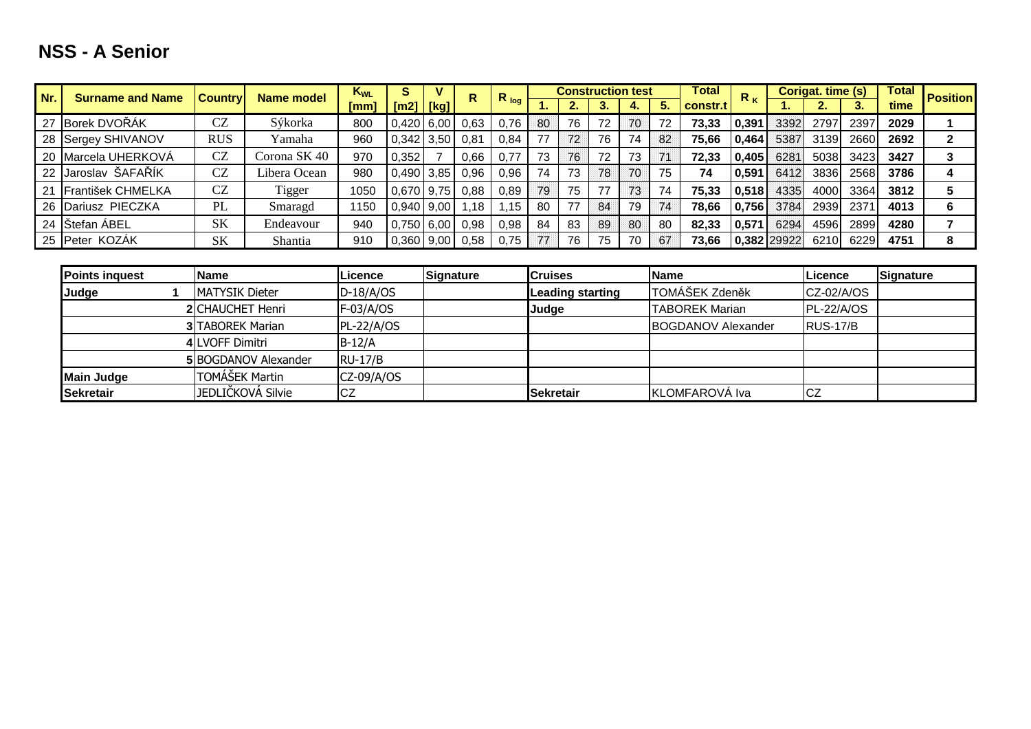# NSS - A Senior

| Nr. | Surname and Name | Country | Name model | $K_{WL}$ [mm] | S [m2] | V [kg] | R | $R_{log}$ | Construction test 1. | 2. | 3. | 4. | 5. | Total constr.t | $R_K$ | Corigat. time (s) 1. | 2. | 3. | Total time | Position |
|---|---|---|---|---|---|---|---|---|---|---|---|---|---|---|---|---|---|---|---|---|
| 27 | Borek DVOŘÁK | CZ | Sýkorka | 800 | 0,420 | 6,00 | 0,63 | 0,76 | 80 | 76 | 72 | 70 | 72 | 73,33 | 0,391 | 3392 | 2797 | 2397 | 2029 | 1 |
| 28 | Sergey SHIVANOV | RUS | Yamaha | 960 | 0,342 | 3,50 | 0,81 | 0,84 | 77 | 72 | 76 | 74 | 82 | 75,66 | 0,464 | 5387 | 3139 | 2660 | 2692 | 2 |
| 20 | Marcela UHERKOVÁ | CZ | Corona SK 40 | 970 | 0,352 | 7 | 0,66 | 0,77 | 73 | 76 | 72 | 73 | 71 | 72,33 | 0,405 | 6281 | 5038 | 3423 | 3427 | 3 |
| 22 | Jaroslav ŠAFAŘÍK | CZ | Libera Ocean | 980 | 0,490 | 3,85 | 0,96 | 0,96 | 74 | 73 | 78 | 70 | 75 | 74 | 0,591 | 6412 | 3836 | 2568 | 3786 | 4 |
| 21 | František CHMELKA | CZ | Tigger | 1050 | 0,670 | 9,75 | 0,88 | 0,89 | 79 | 75 | 77 | 73 | 74 | 75,33 | 0,518 | 4335 | 4000 | 3364 | 3812 | 5 |
| 26 | Dariusz PIECZKA | PL | Smaragd | 1150 | 0,940 | 9,00 | 1,18 | 1,15 | 80 | 77 | 84 | 79 | 74 | 78,66 | 0,756 | 3784 | 2939 | 2371 | 4013 | 6 |
| 24 | Štefan ÁBEL | SK | Endeavour | 940 | 0,750 | 6,00 | 0,98 | 0,98 | 84 | 83 | 89 | 80 | 80 | 82,33 | 0,571 | 6294 | 4596 | 2899 | 4280 | 7 |
| 25 | Peter KOZÁK | SK | Shantia | 910 | 0,360 | 9,00 | 0,58 | 0,75 | 77 | 76 | 75 | 70 | 67 | 73,66 | 0,382 | 29922 | 6210 | 6229 | 4751 | 8 |

| Points inquest | | Name | Licence | Signature | Cruises | Name | Licence | Signature |
|---|---|---|---|---|---|---|---|---|
| Judge | 1 | MATYSIK Dieter | D-18/A/OS | | Leading starting | TOMÁŠEK Zdeněk | CZ-02/A/OS | |
| | 2 | CHAUCHET Henri | F-03/A/OS | | Judge | TABOREK Marian | PL-22/A/OS | |
| | 3 | TABOREK Marian | PL-22/A/OS | | | BOGDANOV Alexander | RUS-17/B | |
| | 4 | LVOFF Dimitri | B-12/A | | | | | |
| | 5 | BOGDANOV Alexander | RU-17/B | | | | | |
| Main Judge | | TOMÁŠEK Martin | CZ-09/A/OS | | | | | |
| Sekretair | | JEDLIČKOVÁ Silvie | CZ | | Sekretair | KLOMFAROVÁ Iva | CZ | |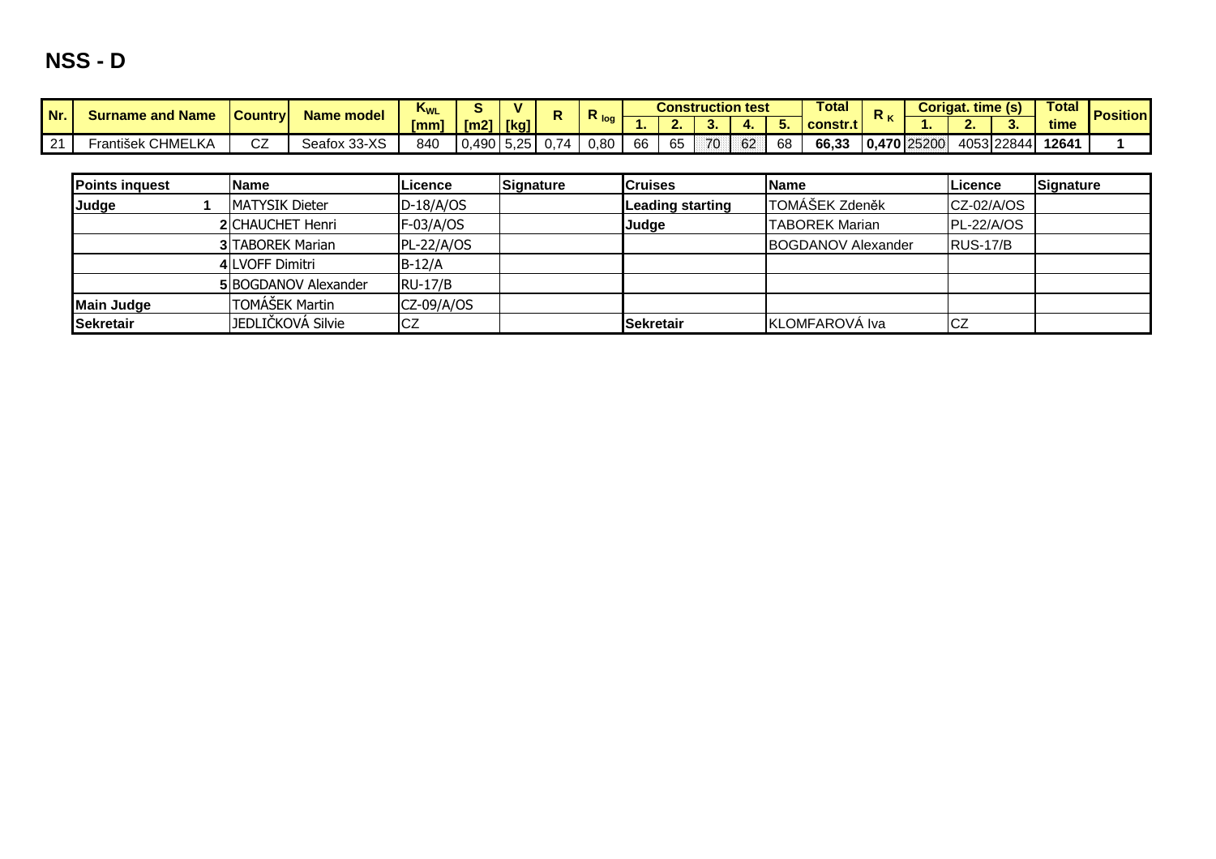# NSS - D

| Nr. | Surname and Name | Country | Name model | $K_{WL}$ [mm] | S [m2] | V [kg] | R | $R_{log}$ | Construction test 1. | 2. | 3. | 4. | 5. | Total constr.t | $R_K$ | Corigat. time (s) 1. | 2. | 3. | Total time | Position |
|---|---|---|---|---|---|---|---|---|---|---|---|---|---|---|---|---|---|---|---|---|
| 21 | František CHMELKA | CZ | Seafox 33-XS | 840 | 0,490 | 5,25 | 0,74 | 0,80 | 66 | 65 | 70 | 62 | 68 | 66,33 | 0,470 | 25200 | 4053 | 22844 | 12641 | 1 |

| Points inquest | | Name | Licence | Signature | Cruises | Name | Licence | Signature |
|---|---|---|---|---|---|---|---|---|
| Judge | 1 | MATYSIK Dieter | D-18/A/OS | | Leading starting | TOMÁŠEK Zdeněk | CZ-02/A/OS | |
| | 2 | CHAUCHET Henri | F-03/A/OS | | Judge | TABOREK Marian | PL-22/A/OS | |
| | 3 | TABOREK Marian | PL-22/A/OS | | | BOGDANOV Alexander | RUS-17/B | |
| | 4 | LVOFF Dimitri | B-12/A | | | | | |
| | 5 | BOGDANOV Alexander | RU-17/B | | | | | |
| Main Judge | | TOMÁŠEK Martin | CZ-09/A/OS | | | | | |
| Sekretair | | JEDLIČKOVÁ Silvie | CZ | | Sekretair | KLOMFAROVÁ Iva | CZ | |